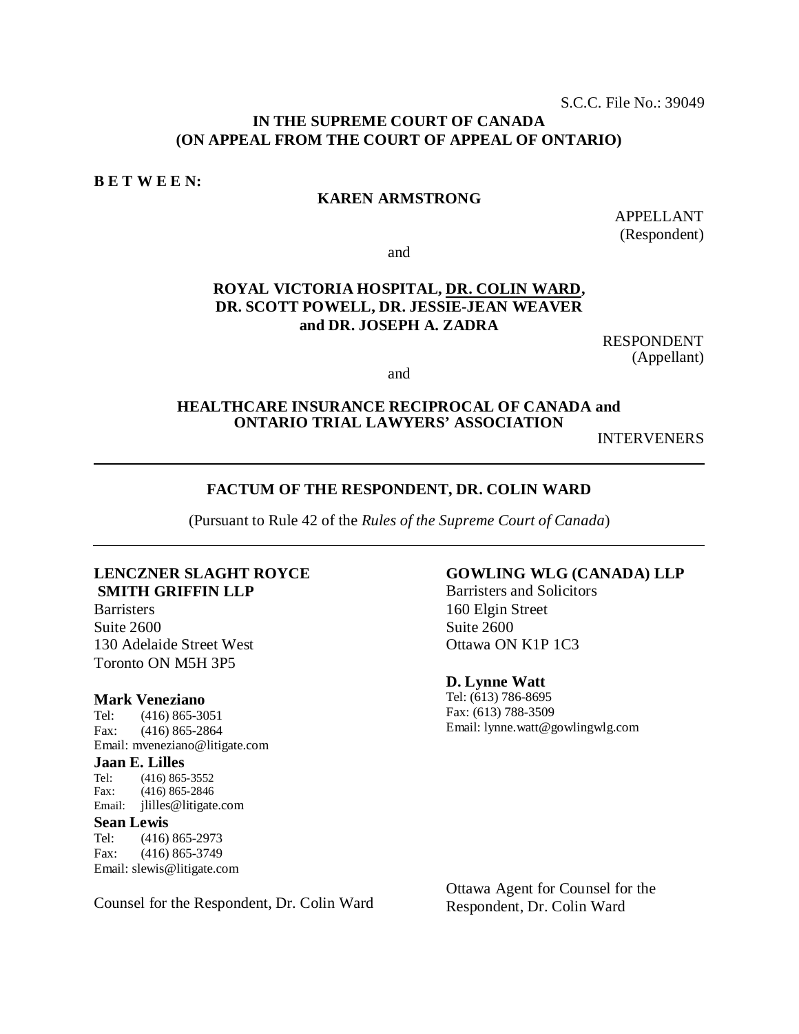S.C.C. File No.: 39049

**IN THE SUPREME COURT OF CANADA**
**(ON APPEAL FROM THE COURT OF APPEAL OF ONTARIO)**

**B E T W E E N:**

**KAREN ARMSTRONG**

APPELLANT
(Respondent)

and

**ROYAL VICTORIA HOSPITAL, <u>DR. COLIN WARD</u>, DR. SCOTT POWELL, DR. JESSIE-JEAN WEAVER and DR. JOSEPH A. ZADRA**

RESPONDENT
(Appellant)

and

**HEALTHCARE INSURANCE RECIPROCAL OF CANADA and ONTARIO TRIAL LAWYERS' ASSOCIATION**

INTERVENERS

---

**FACTUM OF THE RESPONDENT, DR. COLIN WARD**

(Pursuant to Rule 42 of the *Rules of the Supreme Court of Canada*)

---

**LENCZNER SLAGHT ROYCE SMITH GRIFFIN LLP**
Barristers
Suite 2600
130 Adelaide Street West
Toronto ON M5H 3P5

**Mark Veneziano**
Tel: (416) 865-3051
Fax: (416) 865-2864
Email: mveneziano@litigate.com

**Jaan E. Lilles**
Tel: (416) 865-3552
Fax: (416) 865-2846
Email: jlilles@litigate.com

**Sean Lewis**
Tel: (416) 865-2973
Fax: (416) 865-3749
Email: slewis@litigate.com

Counsel for the Respondent, Dr. Colin Ward

**GOWLING WLG (CANADA) LLP**
Barristers and Solicitors
160 Elgin Street
Suite 2600
Ottawa ON K1P 1C3

**D. Lynne Watt**
Tel: (613) 786-8695
Fax: (613) 788-3509
Email: lynne.watt@gowlingwlg.com

Ottawa Agent for Counsel for the Respondent, Dr. Colin Ward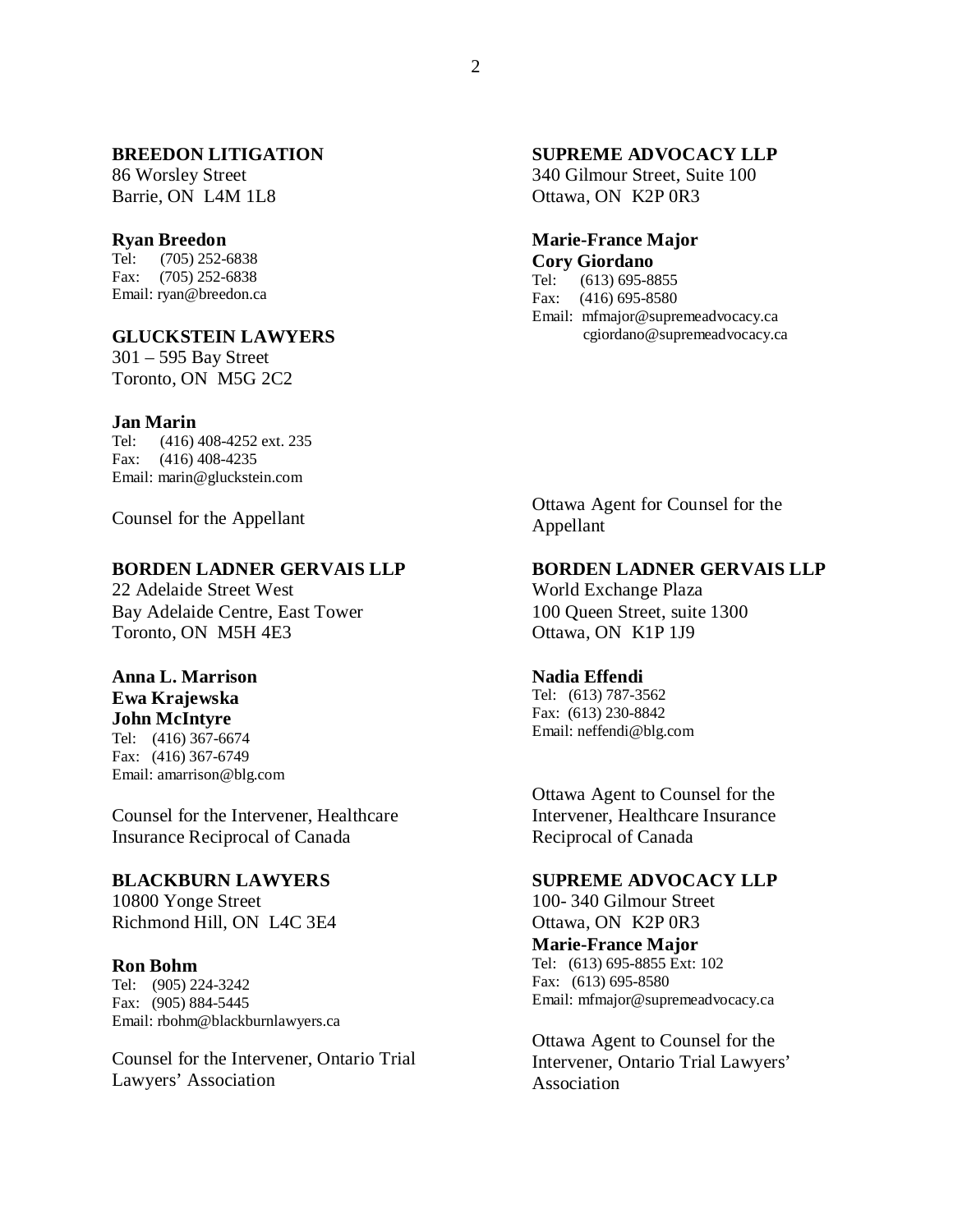**BREEDON LITIGATION**
86 Worsley Street
Barrie, ON L4M 1L8

**Ryan Breedon**
Tel: (705) 252-6838
Fax: (705) 252-6838
Email: ryan@breedon.ca

**GLUCKSTEIN LAWYERS**
301 – 595 Bay Street
Toronto, ON M5G 2C2

**Jan Marin**
Tel: (416) 408-4252 ext. 235
Fax: (416) 408-4235
Email: marin@gluckstein.com

Counsel for the Appellant

**SUPREME ADVOCACY LLP**
340 Gilmour Street, Suite 100
Ottawa, ON K2P 0R3

**Marie-France Major**
**Cory Giordano**
Tel: (613) 695-8855
Fax: (416) 695-8580
Email: mfmajor@supremeadvocacy.ca
cgiordano@supremeadvocacy.ca

Ottawa Agent for Counsel for the Appellant

**BORDEN LADNER GERVAIS LLP**
22 Adelaide Street West
Bay Adelaide Centre, East Tower
Toronto, ON M5H 4E3

**Anna L. Marrison**
**Ewa Krajewska**
**John McIntyre**
Tel: (416) 367-6674
Fax: (416) 367-6749
Email: amarrison@blg.com

Counsel for the Intervener, Healthcare Insurance Reciprocal of Canada

**BORDEN LADNER GERVAIS LLP**
World Exchange Plaza
100 Queen Street, suite 1300
Ottawa, ON K1P 1J9

**Nadia Effendi**
Tel: (613) 787-3562
Fax: (613) 230-8842
Email: neffendi@blg.com

Ottawa Agent to Counsel for the Intervener, Healthcare Insurance Reciprocal of Canada

**BLACKBURN LAWYERS**
10800 Yonge Street
Richmond Hill, ON L4C 3E4

**Ron Bohm**
Tel: (905) 224-3242
Fax: (905) 884-5445
Email: rbohm@blackburnlawyers.ca

Counsel for the Intervener, Ontario Trial Lawyers' Association

**SUPREME ADVOCACY LLP**
100- 340 Gilmour Street
Ottawa, ON K2P 0R3

**Marie-France Major**
Tel: (613) 695-8855 Ext: 102
Fax: (613) 695-8580
Email: mfmajor@supremeadvocacy.ca

Ottawa Agent to Counsel for the Intervener, Ontario Trial Lawyers' Association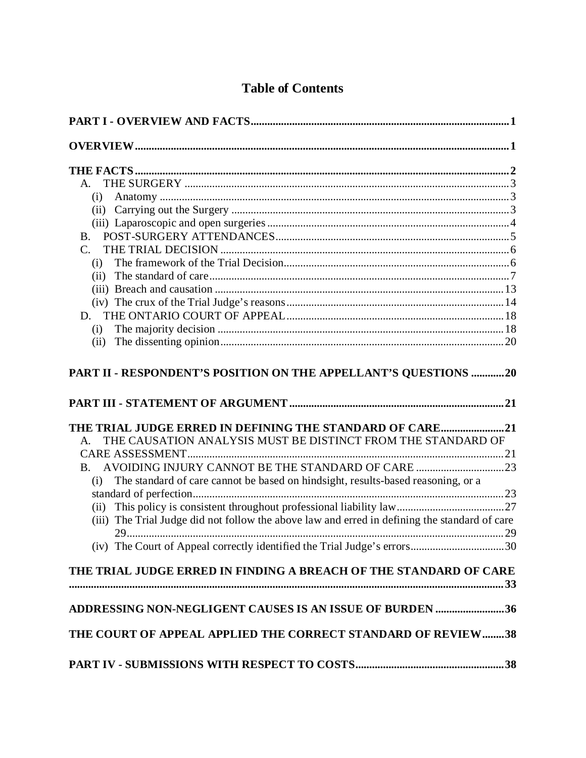# Table of Contents

**PART I - OVERVIEW AND FACTS** .......... 1

**OVERVIEW** .......... 1

**THE FACTS** .......... 2

- A. THE SURGERY .......... 3
  - (i) Anatomy .......... 3
  - (ii) Carrying out the Surgery .......... 3
  - (iii) Laparoscopic and open surgeries .......... 4
- B. POST-SURGERY ATTENDANCES .......... 5
- C. THE TRIAL DECISION .......... 6
  - (i) The framework of the Trial Decision .......... 6
  - (ii) The standard of care .......... 7
  - (iii) Breach and causation .......... 13
  - (iv) The crux of the Trial Judge's reasons .......... 14
- D. THE ONTARIO COURT OF APPEAL .......... 18
  - (i) The majority decision .......... 18
  - (ii) The dissenting opinion .......... 20

**PART II - RESPONDENT'S POSITION ON THE APPELLANT'S QUESTIONS** .......... 20

**PART III - STATEMENT OF ARGUMENT** .......... 21

**THE TRIAL JUDGE ERRED IN DEFINING THE STANDARD OF CARE** .......... 21

- A. THE CAUSATION ANALYSIS MUST BE DISTINCT FROM THE STANDARD OF CARE ASSESSMENT .......... 21
- B. AVOIDING INJURY CANNOT BE THE STANDARD OF CARE .......... 23
  - (i) The standard of care cannot be based on hindsight, results-based reasoning, or a standard of perfection .......... 23
  - (ii) This policy is consistent throughout professional liability law .......... 27
  - (iii) The Trial Judge did not follow the above law and erred in defining the standard of care 29 .......... 29
  - (iv) The Court of Appeal correctly identified the Trial Judge's errors .......... 30

**THE TRIAL JUDGE ERRED IN FINDING A BREACH OF THE STANDARD OF CARE** .......... 33

**ADDRESSING NON-NEGLIGENT CAUSES IS AN ISSUE OF BURDEN** .......... 36

**THE COURT OF APPEAL APPLIED THE CORRECT STANDARD OF REVIEW** .......... 38

**PART IV - SUBMISSIONS WITH RESPECT TO COSTS** .......... 38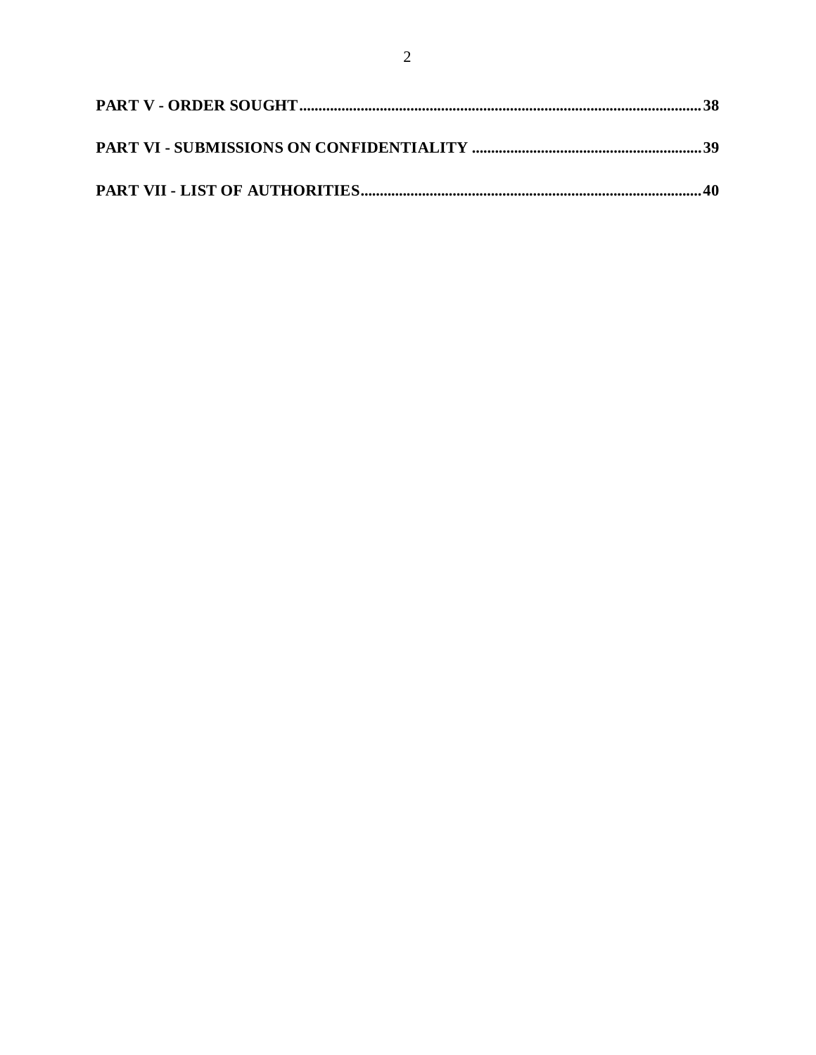**PART V - ORDER SOUGHT** .......................................................................................................... **38**

**PART VI - SUBMISSIONS ON CONFIDENTIALITY** ............................................................ **39**

**PART VII - LIST OF AUTHORITIES** ......................................................................................... **40**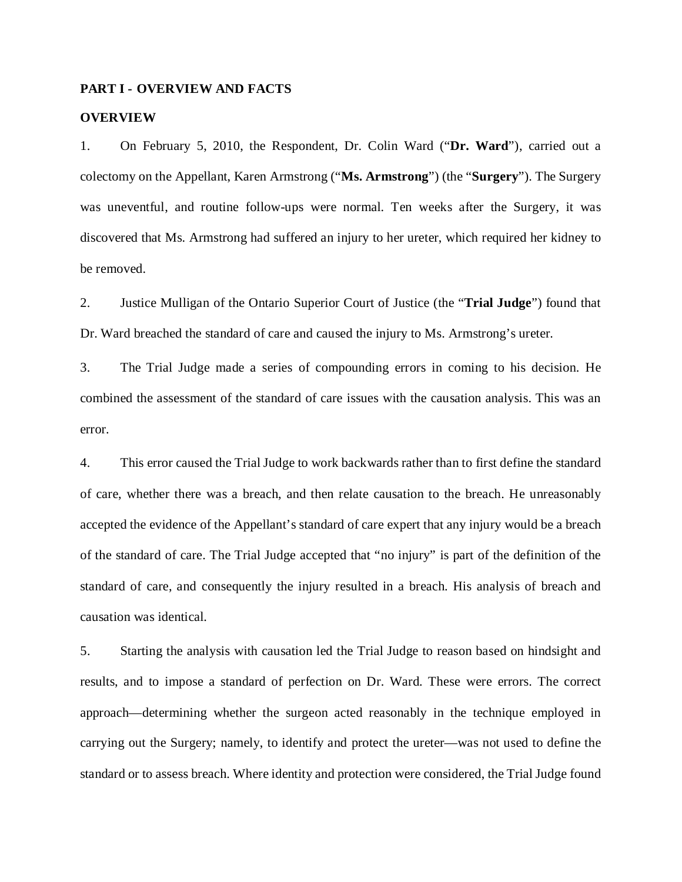## PART I - OVERVIEW AND FACTS

### OVERVIEW

1. On February 5, 2010, the Respondent, Dr. Colin Ward ("**Dr. Ward**"), carried out a colectomy on the Appellant, Karen Armstrong ("**Ms. Armstrong**") (the "**Surgery**"). The Surgery was uneventful, and routine follow-ups were normal. Ten weeks after the Surgery, it was discovered that Ms. Armstrong had suffered an injury to her ureter, which required her kidney to be removed.

2. Justice Mulligan of the Ontario Superior Court of Justice (the "**Trial Judge**") found that Dr. Ward breached the standard of care and caused the injury to Ms. Armstrong's ureter.

3. The Trial Judge made a series of compounding errors in coming to his decision. He combined the assessment of the standard of care issues with the causation analysis. This was an error.

4. This error caused the Trial Judge to work backwards rather than to first define the standard of care, whether there was a breach, and then relate causation to the breach. He unreasonably accepted the evidence of the Appellant's standard of care expert that any injury would be a breach of the standard of care. The Trial Judge accepted that "no injury" is part of the definition of the standard of care, and consequently the injury resulted in a breach. His analysis of breach and causation was identical.

5. Starting the analysis with causation led the Trial Judge to reason based on hindsight and results, and to impose a standard of perfection on Dr. Ward. These were errors. The correct approach—determining whether the surgeon acted reasonably in the technique employed in carrying out the Surgery; namely, to identify and protect the ureter—was not used to define the standard or to assess breach. Where identity and protection were considered, the Trial Judge found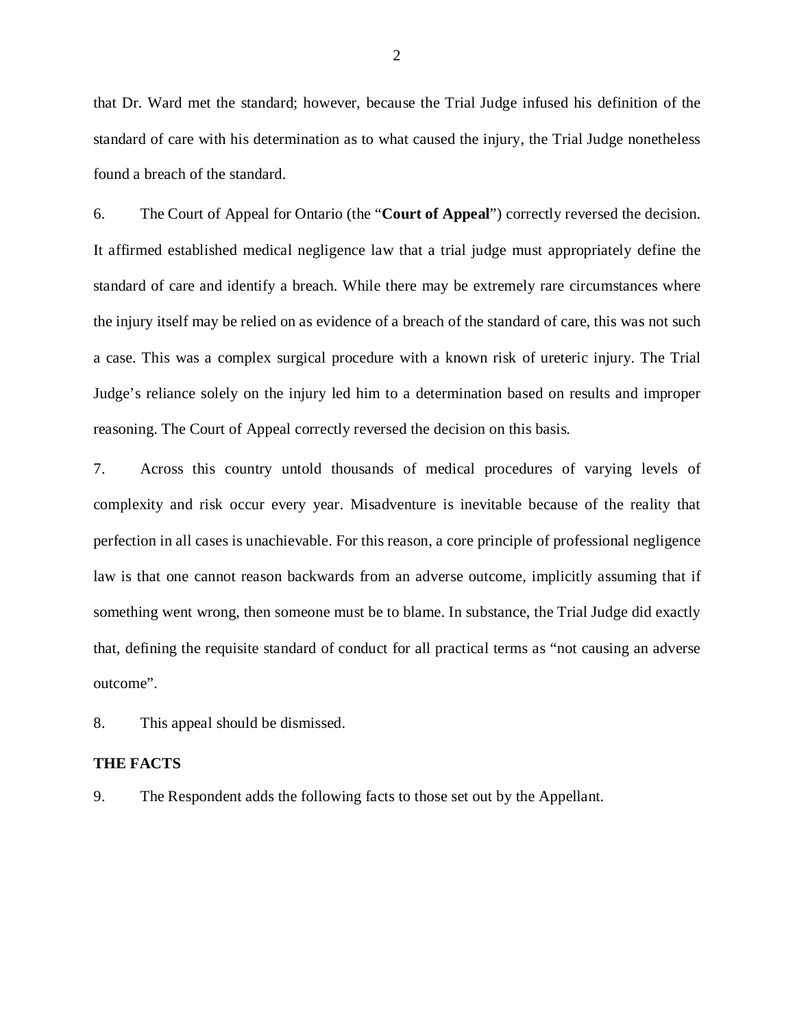that Dr. Ward met the standard; however, because the Trial Judge infused his definition of the standard of care with his determination as to what caused the injury, the Trial Judge nonetheless found a breach of the standard.

6. The Court of Appeal for Ontario (the "**Court of Appeal**") correctly reversed the decision. It affirmed established medical negligence law that a trial judge must appropriately define the standard of care and identify a breach. While there may be extremely rare circumstances where the injury itself may be relied on as evidence of a breach of the standard of care, this was not such a case. This was a complex surgical procedure with a known risk of ureteric injury. The Trial Judge's reliance solely on the injury led him to a determination based on results and improper reasoning. The Court of Appeal correctly reversed the decision on this basis.

7. Across this country untold thousands of medical procedures of varying levels of complexity and risk occur every year. Misadventure is inevitable because of the reality that perfection in all cases is unachievable. For this reason, a core principle of professional negligence law is that one cannot reason backwards from an adverse outcome, implicitly assuming that if something went wrong, then someone must be to blame. In substance, the Trial Judge did exactly that, defining the requisite standard of conduct for all practical terms as "not causing an adverse outcome".

8. This appeal should be dismissed.

**THE FACTS**

9. The Respondent adds the following facts to those set out by the Appellant.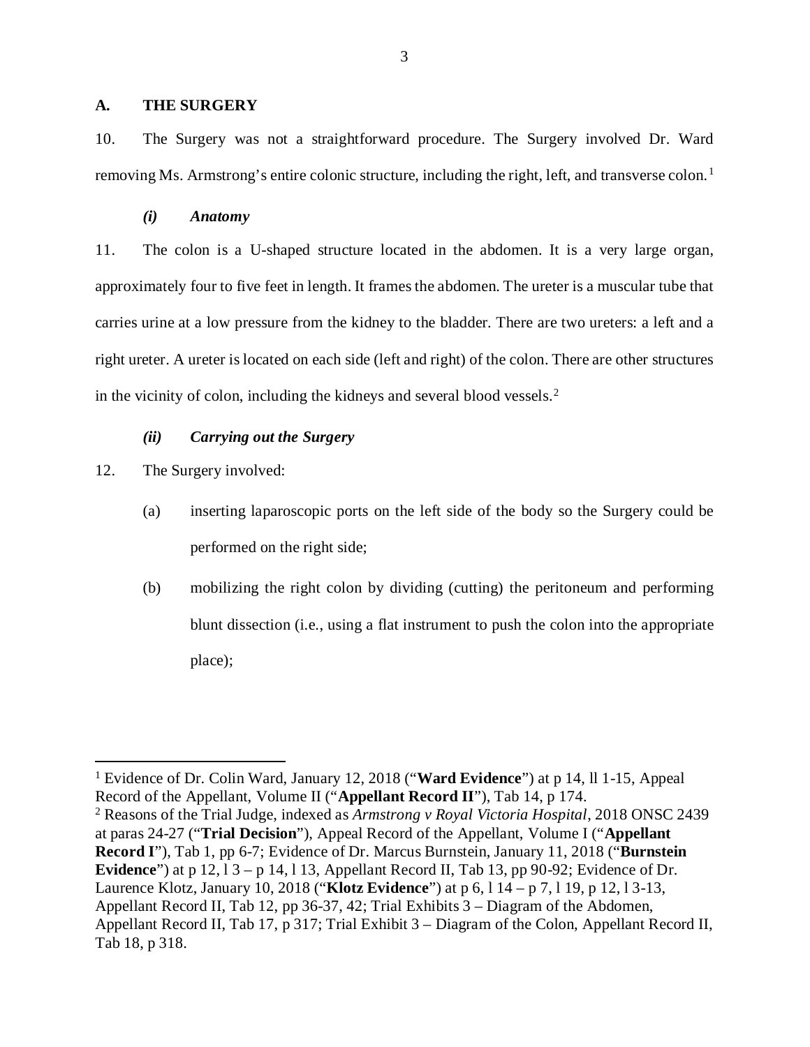## A. THE SURGERY

10. The Surgery was not a straightforward procedure. The Surgery involved Dr. Ward removing Ms. Armstrong's entire colonic structure, including the right, left, and transverse colon.[1]

### *(i) Anatomy*

11. The colon is a U-shaped structure located in the abdomen. It is a very large organ, approximately four to five feet in length. It frames the abdomen. The ureter is a muscular tube that carries urine at a low pressure from the kidney to the bladder. There are two ureters: a left and a right ureter. A ureter is located on each side (left and right) of the colon. There are other structures in the vicinity of colon, including the kidneys and several blood vessels.[2]

### *(ii) Carrying out the Surgery*

12. The Surgery involved:

(a) inserting laparoscopic ports on the left side of the body so the Surgery could be performed on the right side;

(b) mobilizing the right colon by dividing (cutting) the peritoneum and performing blunt dissection (i.e., using a flat instrument to push the colon into the appropriate place);

---

[1] Evidence of Dr. Colin Ward, January 12, 2018 ("**Ward Evidence**") at p 14, ll 1-15, Appeal Record of the Appellant, Volume II ("**Appellant Record II**"), Tab 14, p 174.

[2] Reasons of the Trial Judge, indexed as *Armstrong v Royal Victoria Hospital*, 2018 ONSC 2439 at paras 24-27 ("**Trial Decision**"), Appeal Record of the Appellant, Volume I ("**Appellant Record I**"), Tab 1, pp 6-7; Evidence of Dr. Marcus Burnstein, January 11, 2018 ("**Burnstein Evidence**") at p 12, l 3 – p 14, l 13, Appellant Record II, Tab 13, pp 90-92; Evidence of Dr. Laurence Klotz, January 10, 2018 ("**Klotz Evidence**") at p 6, l 14 – p 7, l 19, p 12, l 3-13, Appellant Record II, Tab 12, pp 36-37, 42; Trial Exhibits 3 – Diagram of the Abdomen, Appellant Record II, Tab 17, p 317; Trial Exhibit 3 – Diagram of the Colon, Appellant Record II, Tab 18, p 318.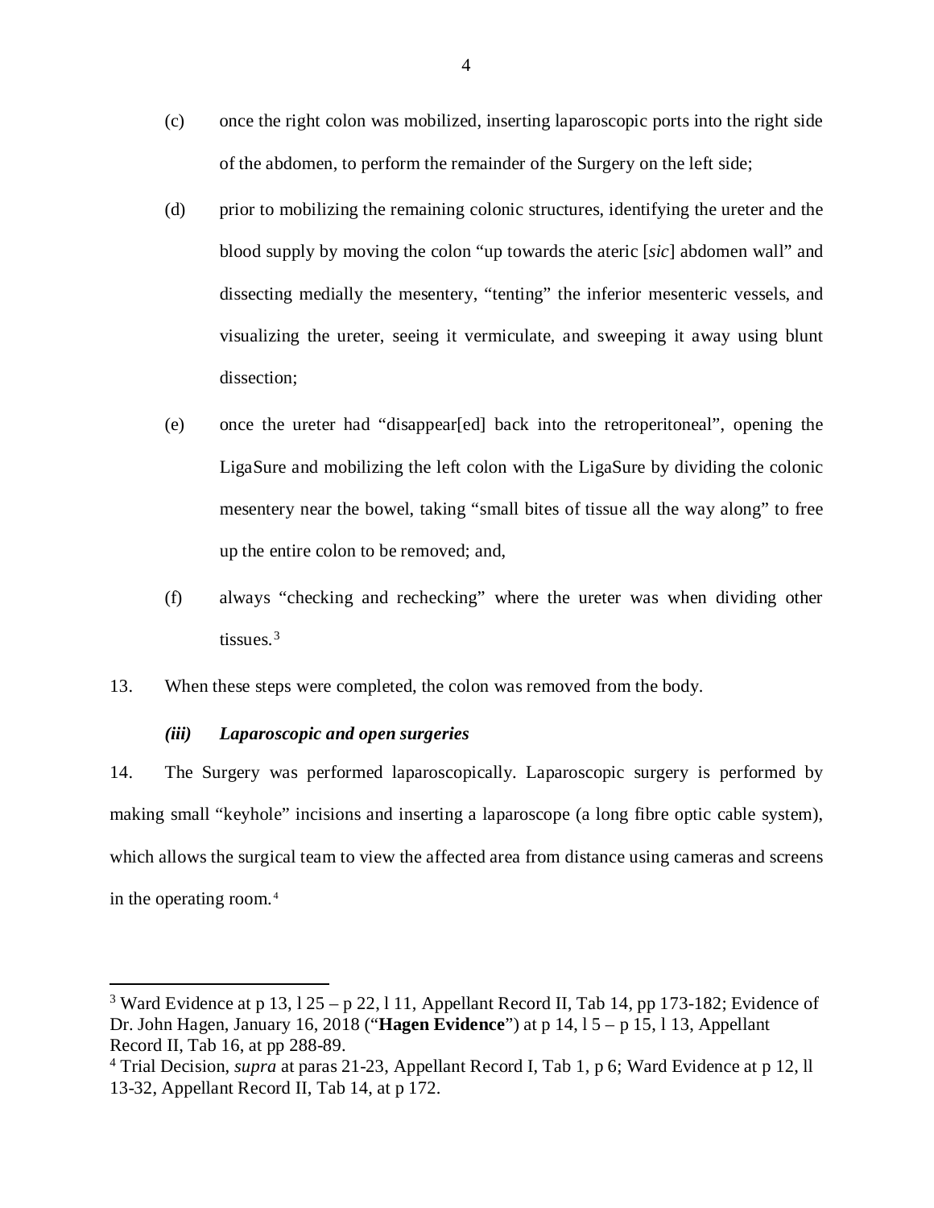(c) once the right colon was mobilized, inserting laparoscopic ports into the right side of the abdomen, to perform the remainder of the Surgery on the left side;

(d) prior to mobilizing the remaining colonic structures, identifying the ureter and the blood supply by moving the colon "up towards the ateric [*sic*] abdomen wall" and dissecting medially the mesentery, "tenting" the inferior mesenteric vessels, and visualizing the ureter, seeing it vermiculate, and sweeping it away using blunt dissection;

(e) once the ureter had "disappear[ed] back into the retroperitoneal", opening the LigaSure and mobilizing the left colon with the LigaSure by dividing the colonic mesentery near the bowel, taking "small bites of tissue all the way along" to free up the entire colon to be removed; and,

(f) always "checking and rechecking" where the ureter was when dividing other tissues.[3]

13. When these steps were completed, the colon was removed from the body.

### *(iii) Laparoscopic and open surgeries*

14. The Surgery was performed laparoscopically. Laparoscopic surgery is performed by making small "keyhole" incisions and inserting a laparoscope (a long fibre optic cable system), which allows the surgical team to view the affected area from distance using cameras and screens in the operating room.[4]

---

[3] Ward Evidence at p 13, l 25 – p 22, l 11, Appellant Record II, Tab 14, pp 173-182; Evidence of Dr. John Hagen, January 16, 2018 ("**Hagen Evidence**") at p 14, l 5 – p 15, l 13, Appellant Record II, Tab 16, at pp 288-89.

[4] Trial Decision, *supra* at paras 21-23, Appellant Record I, Tab 1, p 6; Ward Evidence at p 12, ll 13-32, Appellant Record II, Tab 14, at p 172.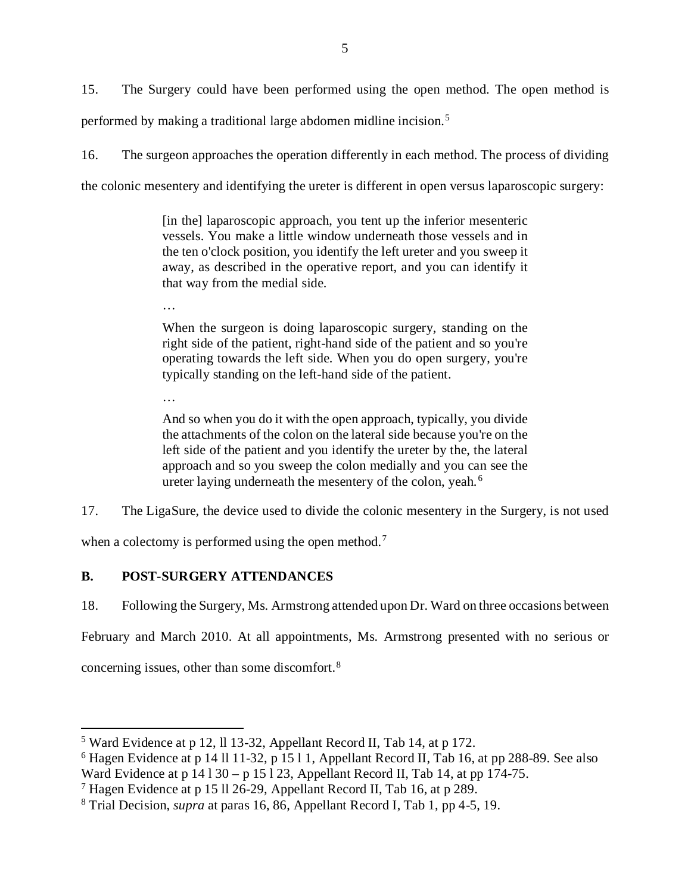15. The Surgery could have been performed using the open method. The open method is performed by making a traditional large abdomen midline incision.[5]

16. The surgeon approaches the operation differently in each method. The process of dividing the colonic mesentery and identifying the ureter is different in open versus laparoscopic surgery:

> [in the] laparoscopic approach, you tent up the inferior mesenteric vessels. You make a little window underneath those vessels and in the ten o'clock position, you identify the left ureter and you sweep it away, as described in the operative report, and you can identify it that way from the medial side.
>
> …
>
> When the surgeon is doing laparoscopic surgery, standing on the right side of the patient, right-hand side of the patient and so you're operating towards the left side. When you do open surgery, you're typically standing on the left-hand side of the patient.
>
> …
>
> And so when you do it with the open approach, typically, you divide the attachments of the colon on the lateral side because you're on the left side of the patient and you identify the ureter by the, the lateral approach and so you sweep the colon medially and you can see the ureter laying underneath the mesentery of the colon, yeah.[6]

17. The LigaSure, the device used to divide the colonic mesentery in the Surgery, is not used when a colectomy is performed using the open method.[7]

### B. POST-SURGERY ATTENDANCES

18. Following the Surgery, Ms. Armstrong attended upon Dr. Ward on three occasions between February and March 2010. At all appointments, Ms. Armstrong presented with no serious or concerning issues, other than some discomfort.[8]

---

[5] Ward Evidence at p 12, ll 13-32, Appellant Record II, Tab 14, at p 172.

[6] Hagen Evidence at p 14 ll 11-32, p 15 l 1, Appellant Record II, Tab 16, at pp 288-89. See also Ward Evidence at p 14 l 30 – p 15 l 23, Appellant Record II, Tab 14, at pp 174-75.

[7] Hagen Evidence at p 15 ll 26-29, Appellant Record II, Tab 16, at p 289.

[8] Trial Decision, *supra* at paras 16, 86, Appellant Record I, Tab 1, pp 4-5, 19.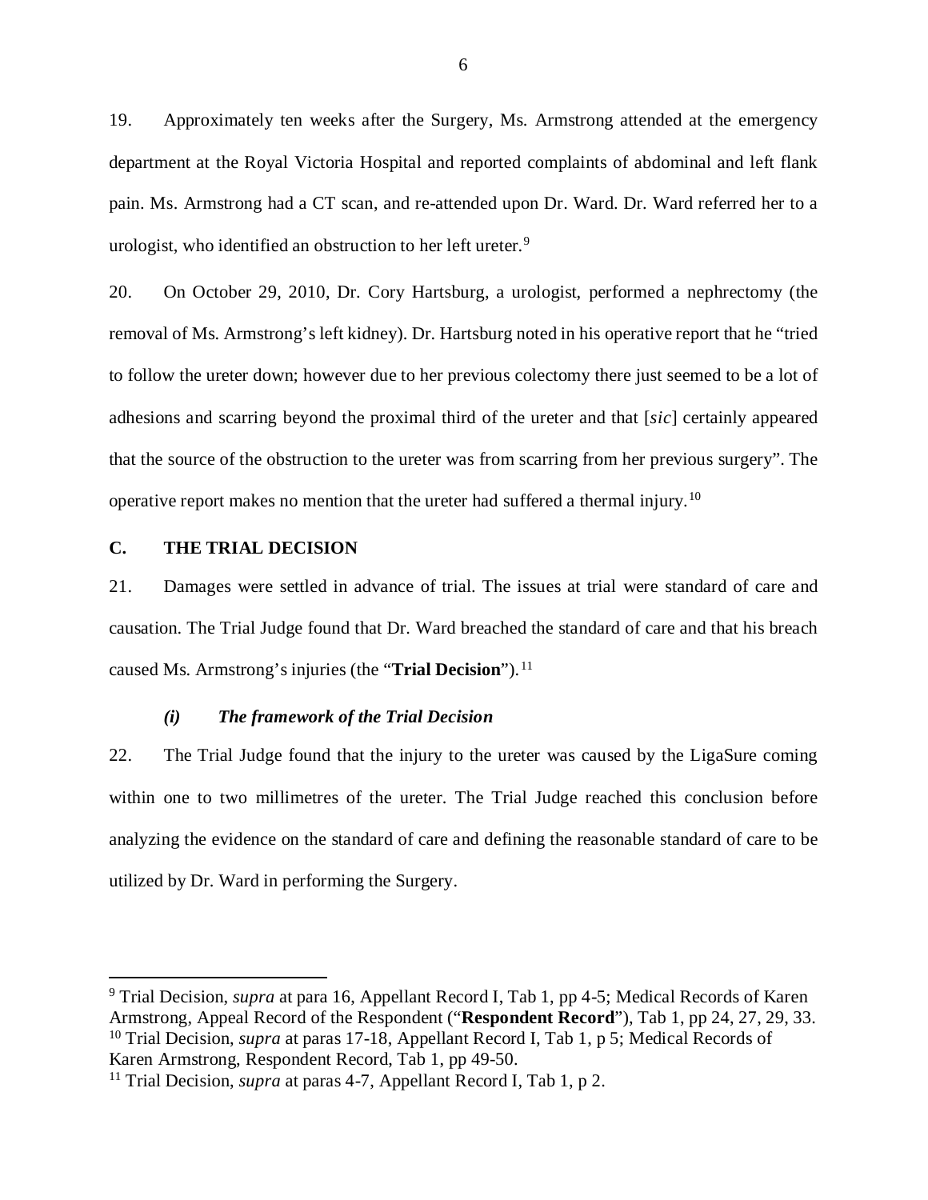19. Approximately ten weeks after the Surgery, Ms. Armstrong attended at the emergency department at the Royal Victoria Hospital and reported complaints of abdominal and left flank pain. Ms. Armstrong had a CT scan, and re-attended upon Dr. Ward. Dr. Ward referred her to a urologist, who identified an obstruction to her left ureter.[9]

20. On October 29, 2010, Dr. Cory Hartsburg, a urologist, performed a nephrectomy (the removal of Ms. Armstrong's left kidney). Dr. Hartsburg noted in his operative report that he "tried to follow the ureter down; however due to her previous colectomy there just seemed to be a lot of adhesions and scarring beyond the proximal third of the ureter and that [*sic*] certainly appeared that the source of the obstruction to the ureter was from scarring from her previous surgery". The operative report makes no mention that the ureter had suffered a thermal injury.[10]

## C. THE TRIAL DECISION

21. Damages were settled in advance of trial. The issues at trial were standard of care and causation. The Trial Judge found that Dr. Ward breached the standard of care and that his breach caused Ms. Armstrong's injuries (the "**Trial Decision**").[11]

### *(i) The framework of the Trial Decision*

22. The Trial Judge found that the injury to the ureter was caused by the LigaSure coming within one to two millimetres of the ureter. The Trial Judge reached this conclusion before analyzing the evidence on the standard of care and defining the reasonable standard of care to be utilized by Dr. Ward in performing the Surgery.

---

[9] Trial Decision, *supra* at para 16, Appellant Record I, Tab 1, pp 4-5; Medical Records of Karen Armstrong, Appeal Record of the Respondent ("**Respondent Record**"), Tab 1, pp 24, 27, 29, 33.

[10] Trial Decision, *supra* at paras 17-18, Appellant Record I, Tab 1, p 5; Medical Records of Karen Armstrong, Respondent Record, Tab 1, pp 49-50.

[11] Trial Decision, *supra* at paras 4-7, Appellant Record I, Tab 1, p 2.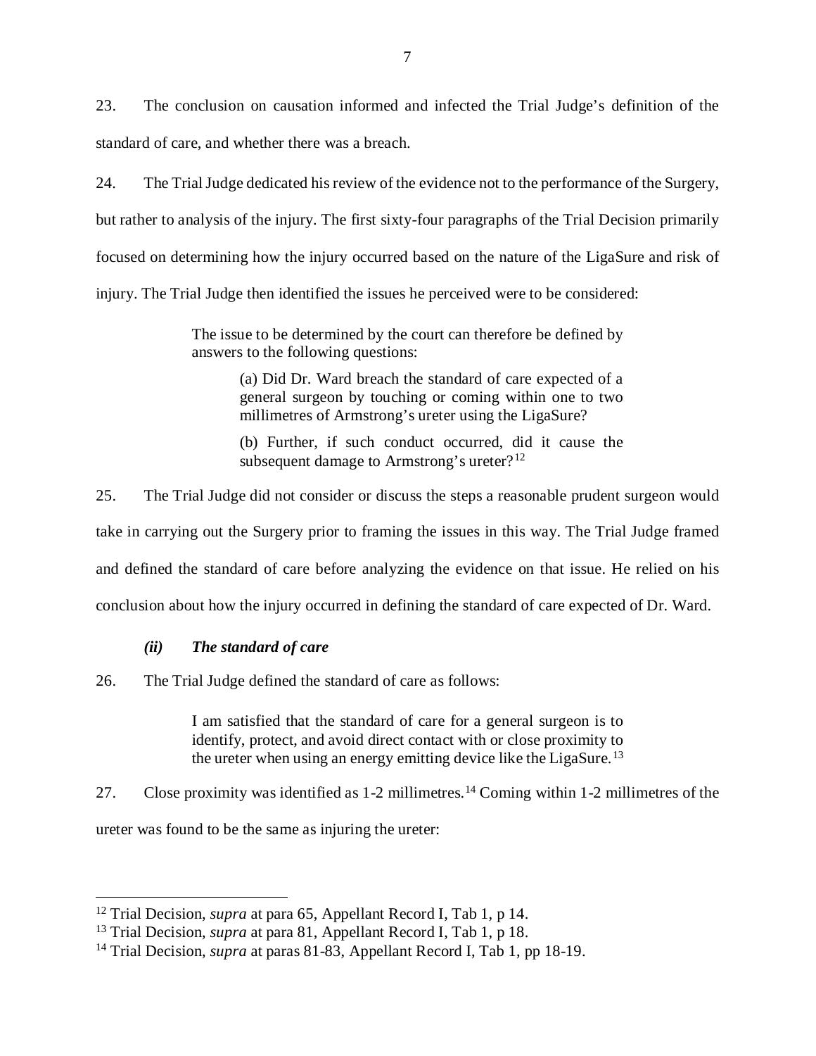23. The conclusion on causation informed and infected the Trial Judge's definition of the standard of care, and whether there was a breach.

24. The Trial Judge dedicated his review of the evidence not to the performance of the Surgery, but rather to analysis of the injury. The first sixty-four paragraphs of the Trial Decision primarily focused on determining how the injury occurred based on the nature of the LigaSure and risk of injury. The Trial Judge then identified the issues he perceived were to be considered:

> The issue to be determined by the court can therefore be defined by answers to the following questions:
>
> > (a) Did Dr. Ward breach the standard of care expected of a general surgeon by touching or coming within one to two millimetres of Armstrong's ureter using the LigaSure?
> >
> > (b) Further, if such conduct occurred, did it cause the subsequent damage to Armstrong's ureter?[12]

25. The Trial Judge did not consider or discuss the steps a reasonable prudent surgeon would take in carrying out the Surgery prior to framing the issues in this way. The Trial Judge framed and defined the standard of care before analyzing the evidence on that issue. He relied on his conclusion about how the injury occurred in defining the standard of care expected of Dr. Ward.

### *(ii) The standard of care*

26. The Trial Judge defined the standard of care as follows:

> I am satisfied that the standard of care for a general surgeon is to identify, protect, and avoid direct contact with or close proximity to the ureter when using an energy emitting device like the LigaSure.[13]

27. Close proximity was identified as 1-2 millimetres.[14] Coming within 1-2 millimetres of the ureter was found to be the same as injuring the ureter:

---

[12] Trial Decision, *supra* at para 65, Appellant Record I, Tab 1, p 14.

[13] Trial Decision, *supra* at para 81, Appellant Record I, Tab 1, p 18.

[14] Trial Decision, *supra* at paras 81-83, Appellant Record I, Tab 1, pp 18-19.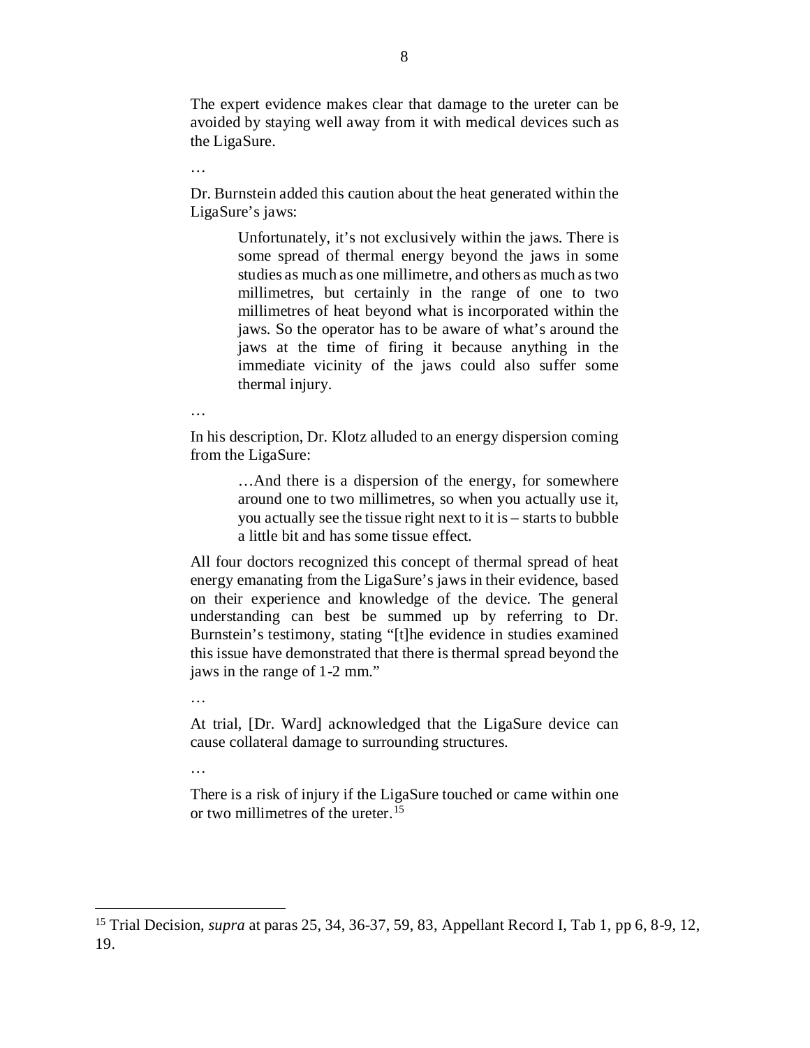> The expert evidence makes clear that damage to the ureter can be avoided by staying well away from it with medical devices such as the LigaSure.
>
> …
>
> Dr. Burnstein added this caution about the heat generated within the LigaSure's jaws:
>
> > Unfortunately, it's not exclusively within the jaws. There is some spread of thermal energy beyond the jaws in some studies as much as one millimetre, and others as much as two millimetres, but certainly in the range of one to two millimetres of heat beyond what is incorporated within the jaws. So the operator has to be aware of what's around the jaws at the time of firing it because anything in the immediate vicinity of the jaws could also suffer some thermal injury.
>
> …
>
> In his description, Dr. Klotz alluded to an energy dispersion coming from the LigaSure:
>
> > …And there is a dispersion of the energy, for somewhere around one to two millimetres, so when you actually use it, you actually see the tissue right next to it is – starts to bubble a little bit and has some tissue effect.
>
> All four doctors recognized this concept of thermal spread of heat energy emanating from the LigaSure's jaws in their evidence, based on their experience and knowledge of the device. The general understanding can best be summed up by referring to Dr. Burnstein's testimony, stating "[t]he evidence in studies examined this issue have demonstrated that there is thermal spread beyond the jaws in the range of 1-2 mm."
>
> …
>
> At trial, [Dr. Ward] acknowledged that the LigaSure device can cause collateral damage to surrounding structures.
>
> …
>
> There is a risk of injury if the LigaSure touched or came within one or two millimetres of the ureter.[15]

---

[15] Trial Decision, *supra* at paras 25, 34, 36-37, 59, 83, Appellant Record I, Tab 1, pp 6, 8-9, 12, 19.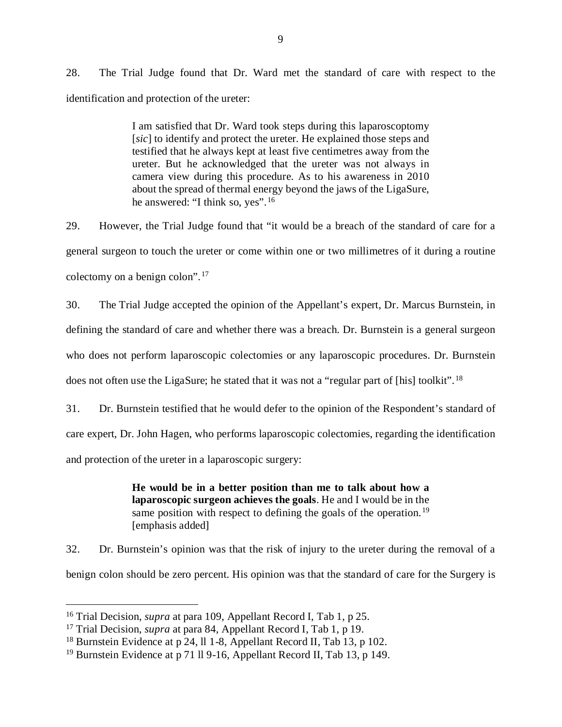28. The Trial Judge found that Dr. Ward met the standard of care with respect to the identification and protection of the ureter:

> I am satisfied that Dr. Ward took steps during this laparoscoptomy [*sic*] to identify and protect the ureter. He explained those steps and testified that he always kept at least five centimetres away from the ureter. But he acknowledged that the ureter was not always in camera view during this procedure. As to his awareness in 2010 about the spread of thermal energy beyond the jaws of the LigaSure, he answered: "I think so, yes".[16]

29. However, the Trial Judge found that "it would be a breach of the standard of care for a general surgeon to touch the ureter or come within one or two millimetres of it during a routine colectomy on a benign colon".[17]

30. The Trial Judge accepted the opinion of the Appellant's expert, Dr. Marcus Burnstein, in defining the standard of care and whether there was a breach. Dr. Burnstein is a general surgeon who does not perform laparoscopic colectomies or any laparoscopic procedures. Dr. Burnstein does not often use the LigaSure; he stated that it was not a "regular part of [his] toolkit".[18]

31. Dr. Burnstein testified that he would defer to the opinion of the Respondent's standard of care expert, Dr. John Hagen, who performs laparoscopic colectomies, regarding the identification and protection of the ureter in a laparoscopic surgery:

> **He would be in a better position than me to talk about how a laparoscopic surgeon achieves the goals**. He and I would be in the same position with respect to defining the goals of the operation.[19] [emphasis added]

32. Dr. Burnstein's opinion was that the risk of injury to the ureter during the removal of a benign colon should be zero percent. His opinion was that the standard of care for the Surgery is

---

[16] Trial Decision, *supra* at para 109, Appellant Record I, Tab 1, p 25.

[17] Trial Decision, *supra* at para 84, Appellant Record I, Tab 1, p 19.

[18] Burnstein Evidence at p 24, ll 1-8, Appellant Record II, Tab 13, p 102.

[19] Burnstein Evidence at p 71 ll 9-16, Appellant Record II, Tab 13, p 149.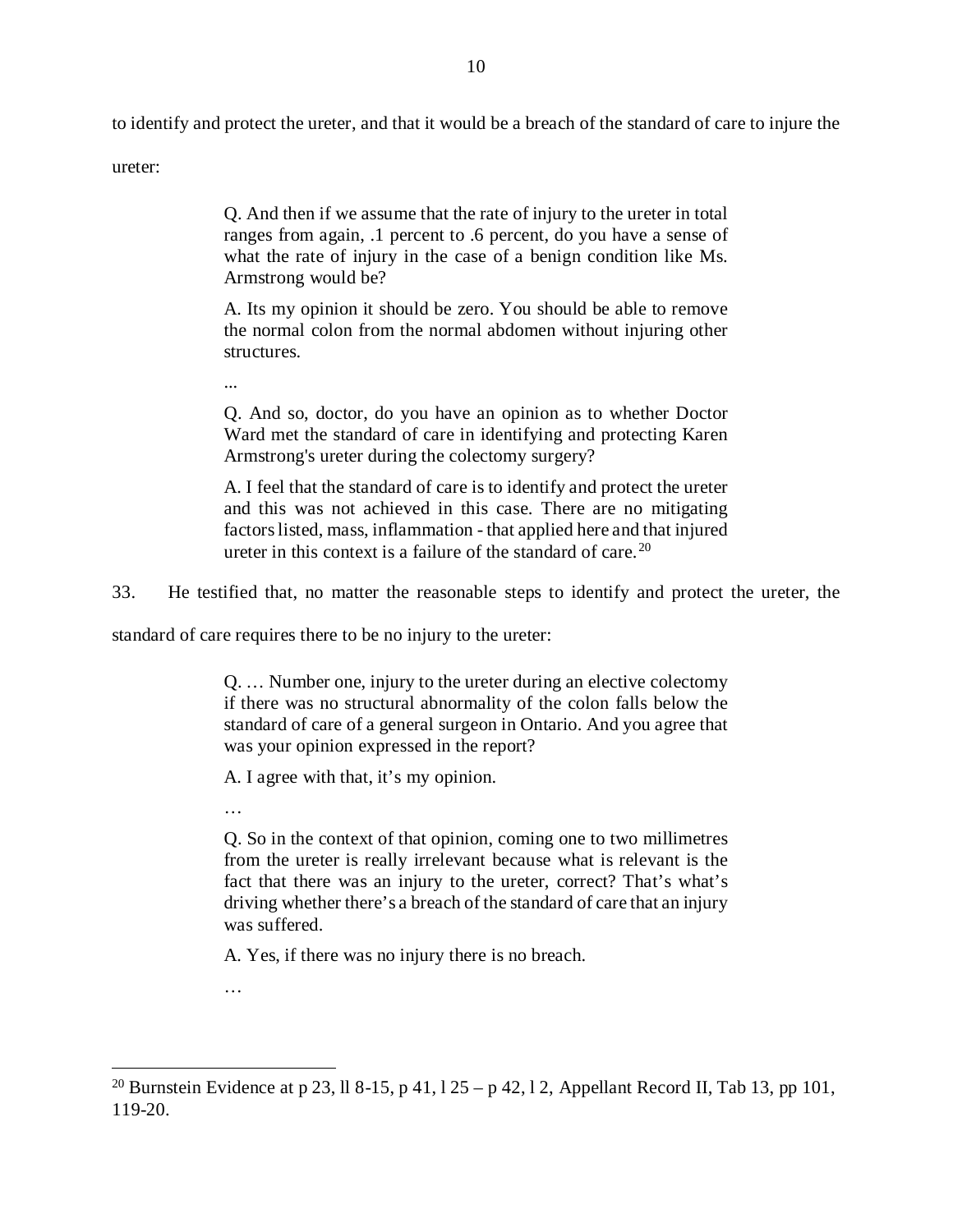to identify and protect the ureter, and that it would be a breach of the standard of care to injure the ureter:

> Q. And then if we assume that the rate of injury to the ureter in total ranges from again, .1 percent to .6 percent, do you have a sense of what the rate of injury in the case of a benign condition like Ms. Armstrong would be?
>
> A. Its my opinion it should be zero. You should be able to remove the normal colon from the normal abdomen without injuring other structures.
>
> ...
>
> Q. And so, doctor, do you have an opinion as to whether Doctor Ward met the standard of care in identifying and protecting Karen Armstrong's ureter during the colectomy surgery?
>
> A. I feel that the standard of care is to identify and protect the ureter and this was not achieved in this case. There are no mitigating factors listed, mass, inflammation - that applied here and that injured ureter in this context is a failure of the standard of care.[20]

33. He testified that, no matter the reasonable steps to identify and protect the ureter, the standard of care requires there to be no injury to the ureter:

> Q. … Number one, injury to the ureter during an elective colectomy if there was no structural abnormality of the colon falls below the standard of care of a general surgeon in Ontario. And you agree that was your opinion expressed in the report?
>
> A. I agree with that, it's my opinion.
>
> …
>
> Q. So in the context of that opinion, coming one to two millimetres from the ureter is really irrelevant because what is relevant is the fact that there was an injury to the ureter, correct? That's what's driving whether there's a breach of the standard of care that an injury was suffered.
>
> A. Yes, if there was no injury there is no breach.
>
> …

---

[20] Burnstein Evidence at p 23, ll 8-15, p 41, l 25 – p 42, l 2, Appellant Record II, Tab 13, pp 101, 119-20.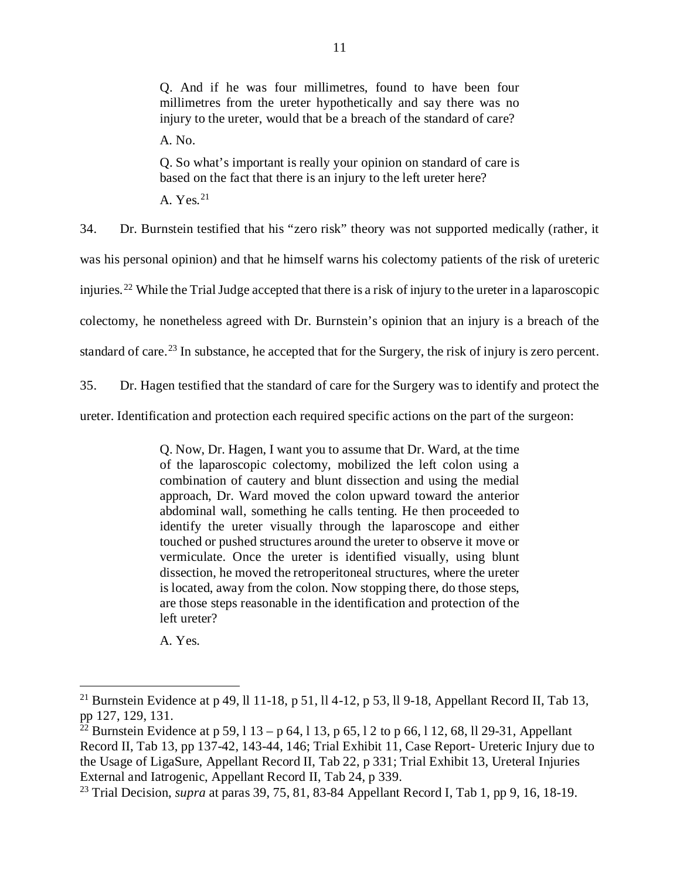> Q. And if he was four millimetres, found to have been four millimetres from the ureter hypothetically and say there was no injury to the ureter, would that be a breach of the standard of care?
>
> A. No.
>
> Q. So what's important is really your opinion on standard of care is based on the fact that there is an injury to the left ureter here?
>
> A. Yes.[21]

34. Dr. Burnstein testified that his "zero risk" theory was not supported medically (rather, it was his personal opinion) and that he himself warns his colectomy patients of the risk of ureteric injuries.[22] While the Trial Judge accepted that there is a risk of injury to the ureter in a laparoscopic colectomy, he nonetheless agreed with Dr. Burnstein's opinion that an injury is a breach of the standard of care.[23] In substance, he accepted that for the Surgery, the risk of injury is zero percent.

35. Dr. Hagen testified that the standard of care for the Surgery was to identify and protect the ureter. Identification and protection each required specific actions on the part of the surgeon:

> Q. Now, Dr. Hagen, I want you to assume that Dr. Ward, at the time of the laparoscopic colectomy, mobilized the left colon using a combination of cautery and blunt dissection and using the medial approach, Dr. Ward moved the colon upward toward the anterior abdominal wall, something he calls tenting. He then proceeded to identify the ureter visually through the laparoscope and either touched or pushed structures around the ureter to observe it move or vermiculate. Once the ureter is identified visually, using blunt dissection, he moved the retroperitoneal structures, where the ureter is located, away from the colon. Now stopping there, do those steps, are those steps reasonable in the identification and protection of the left ureter?
>
> A. Yes.

---

[21] Burnstein Evidence at p 49, ll 11-18, p 51, ll 4-12, p 53, ll 9-18, Appellant Record II, Tab 13, pp 127, 129, 131.

[22] Burnstein Evidence at p 59, l 13 – p 64, l 13, p 65, l 2 to p 66, l 12, 68, ll 29-31, Appellant Record II, Tab 13, pp 137-42, 143-44, 146; Trial Exhibit 11, Case Report- Ureteric Injury due to the Usage of LigaSure, Appellant Record II, Tab 22, p 331; Trial Exhibit 13, Ureteral Injuries External and Iatrogenic, Appellant Record II, Tab 24, p 339.

[23] Trial Decision, *supra* at paras 39, 75, 81, 83-84 Appellant Record I, Tab 1, pp 9, 16, 18-19.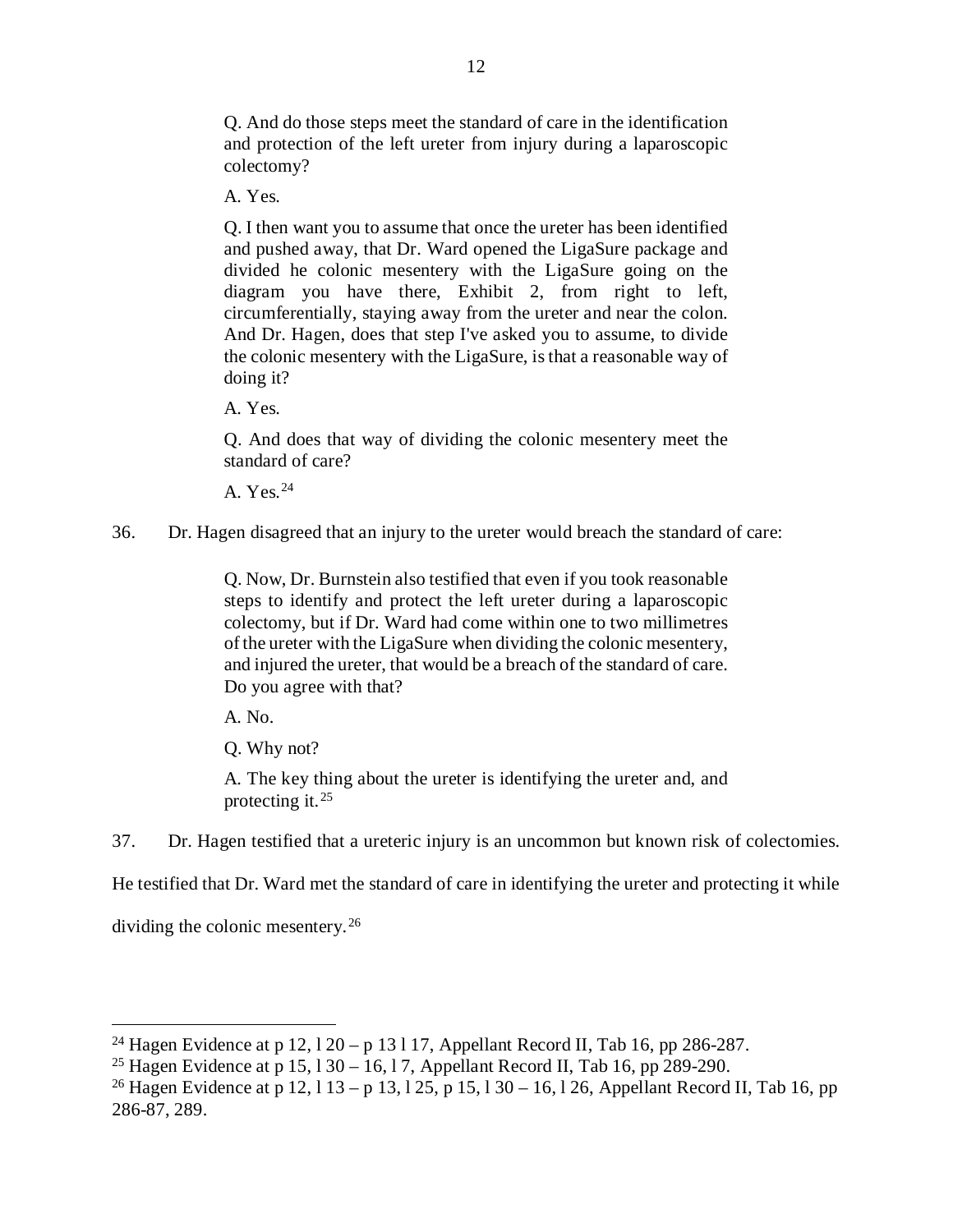> Q. And do those steps meet the standard of care in the identification and protection of the left ureter from injury during a laparoscopic colectomy?
>
> A. Yes.
>
> Q. I then want you to assume that once the ureter has been identified and pushed away, that Dr. Ward opened the LigaSure package and divided he colonic mesentery with the LigaSure going on the diagram you have there, Exhibit 2, from right to left, circumferentially, staying away from the ureter and near the colon. And Dr. Hagen, does that step I've asked you to assume, to divide the colonic mesentery with the LigaSure, is that a reasonable way of doing it?
>
> A. Yes.
>
> Q. And does that way of dividing the colonic mesentery meet the standard of care?
>
> A. Yes.[24]

36. Dr. Hagen disagreed that an injury to the ureter would breach the standard of care:

> Q. Now, Dr. Burnstein also testified that even if you took reasonable steps to identify and protect the left ureter during a laparoscopic colectomy, but if Dr. Ward had come within one to two millimetres of the ureter with the LigaSure when dividing the colonic mesentery, and injured the ureter, that would be a breach of the standard of care. Do you agree with that?
>
> A. No.
>
> Q. Why not?
>
> A. The key thing about the ureter is identifying the ureter and, and protecting it.[25]

37. Dr. Hagen testified that a ureteric injury is an uncommon but known risk of colectomies. He testified that Dr. Ward met the standard of care in identifying the ureter and protecting it while dividing the colonic mesentery.[26]

---

[24] Hagen Evidence at p 12, l 20 – p 13 l 17, Appellant Record II, Tab 16, pp 286-287.

[25] Hagen Evidence at p 15, l 30 – 16, l 7, Appellant Record II, Tab 16, pp 289-290.

[26] Hagen Evidence at p 12, l 13 – p 13, l 25, p 15, l 30 – 16, l 26, Appellant Record II, Tab 16, pp 286-87, 289.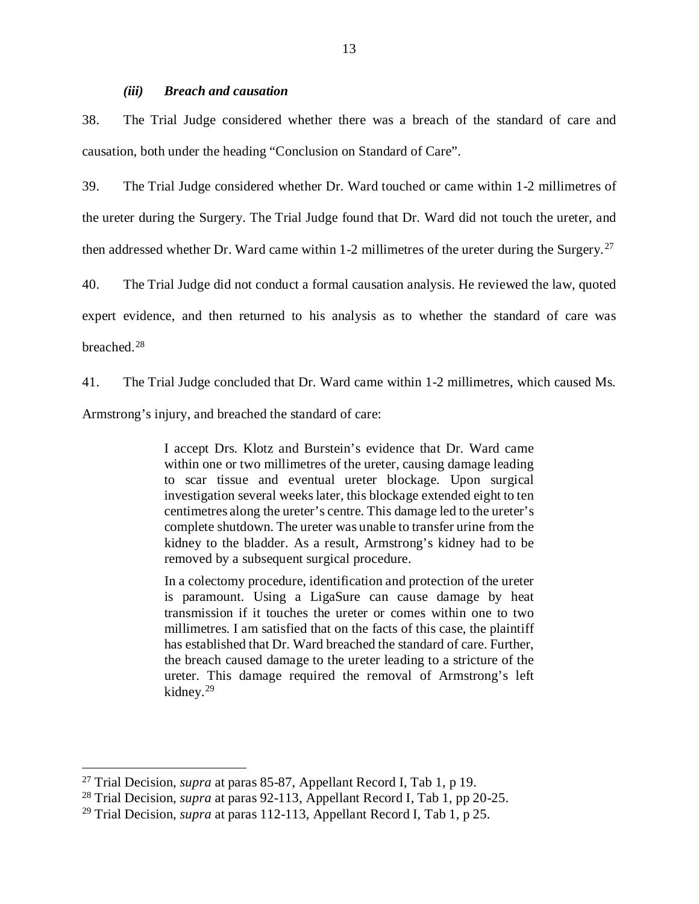### *(iii) Breach and causation*

38. The Trial Judge considered whether there was a breach of the standard of care and causation, both under the heading "Conclusion on Standard of Care".

39. The Trial Judge considered whether Dr. Ward touched or came within 1-2 millimetres of the ureter during the Surgery. The Trial Judge found that Dr. Ward did not touch the ureter, and then addressed whether Dr. Ward came within 1-2 millimetres of the ureter during the Surgery.[27]

40. The Trial Judge did not conduct a formal causation analysis. He reviewed the law, quoted expert evidence, and then returned to his analysis as to whether the standard of care was breached.[28]

41. The Trial Judge concluded that Dr. Ward came within 1-2 millimetres, which caused Ms. Armstrong's injury, and breached the standard of care:

> I accept Drs. Klotz and Burstein's evidence that Dr. Ward came within one or two millimetres of the ureter, causing damage leading to scar tissue and eventual ureter blockage. Upon surgical investigation several weeks later, this blockage extended eight to ten centimetres along the ureter's centre. This damage led to the ureter's complete shutdown. The ureter was unable to transfer urine from the kidney to the bladder. As a result, Armstrong's kidney had to be removed by a subsequent surgical procedure.
>
> In a colectomy procedure, identification and protection of the ureter is paramount. Using a LigaSure can cause damage by heat transmission if it touches the ureter or comes within one to two millimetres. I am satisfied that on the facts of this case, the plaintiff has established that Dr. Ward breached the standard of care. Further, the breach caused damage to the ureter leading to a stricture of the ureter. This damage required the removal of Armstrong's left kidney.[29]

---

[27] Trial Decision, *supra* at paras 85-87, Appellant Record I, Tab 1, p 19.

[28] Trial Decision, *supra* at paras 92-113, Appellant Record I, Tab 1, pp 20-25.

[29] Trial Decision, *supra* at paras 112-113, Appellant Record I, Tab 1, p 25.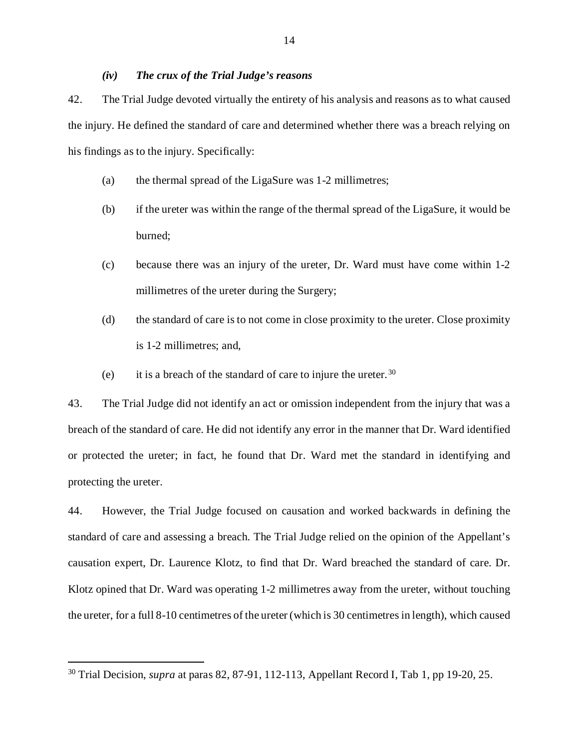### *(iv) The crux of the Trial Judge's reasons*

42. The Trial Judge devoted virtually the entirety of his analysis and reasons as to what caused the injury. He defined the standard of care and determined whether there was a breach relying on his findings as to the injury. Specifically:

(a) the thermal spread of the LigaSure was 1-2 millimetres;

(b) if the ureter was within the range of the thermal spread of the LigaSure, it would be burned;

(c) because there was an injury of the ureter, Dr. Ward must have come within 1-2 millimetres of the ureter during the Surgery;

(d) the standard of care is to not come in close proximity to the ureter. Close proximity is 1-2 millimetres; and,

(e) it is a breach of the standard of care to injure the ureter.[30]

43. The Trial Judge did not identify an act or omission independent from the injury that was a breach of the standard of care. He did not identify any error in the manner that Dr. Ward identified or protected the ureter; in fact, he found that Dr. Ward met the standard in identifying and protecting the ureter.

44. However, the Trial Judge focused on causation and worked backwards in defining the standard of care and assessing a breach. The Trial Judge relied on the opinion of the Appellant's causation expert, Dr. Laurence Klotz, to find that Dr. Ward breached the standard of care. Dr. Klotz opined that Dr. Ward was operating 1-2 millimetres away from the ureter, without touching the ureter, for a full 8-10 centimetres of the ureter (which is 30 centimetres in length), which caused

---

[30] Trial Decision, *supra* at paras 82, 87-91, 112-113, Appellant Record I, Tab 1, pp 19-20, 25.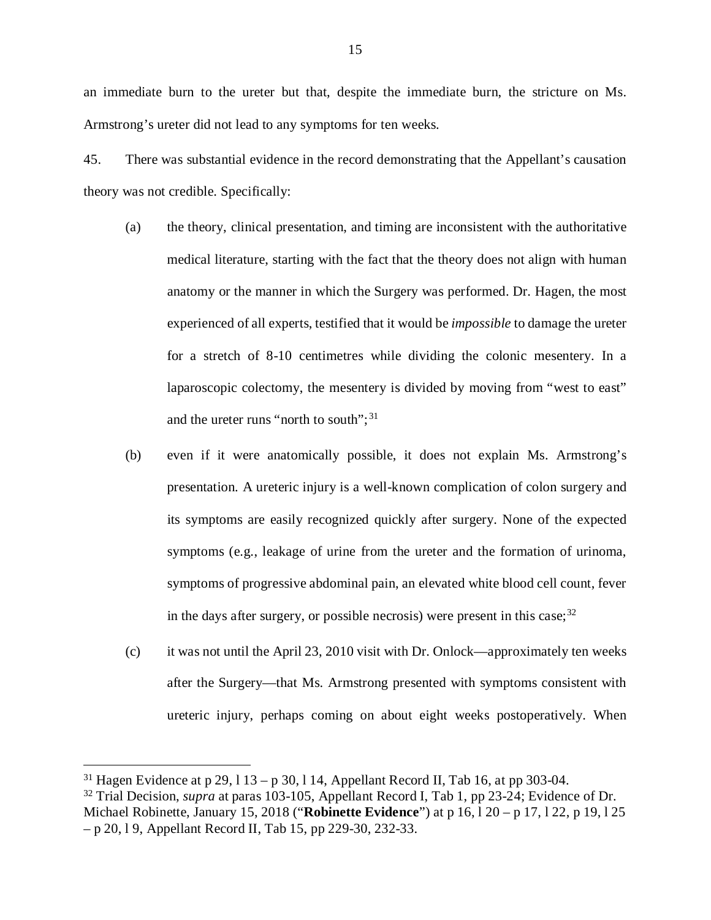an immediate burn to the ureter but that, despite the immediate burn, the stricture on Ms. Armstrong's ureter did not lead to any symptoms for ten weeks.

45. There was substantial evidence in the record demonstrating that the Appellant's causation theory was not credible. Specifically:

(a) the theory, clinical presentation, and timing are inconsistent with the authoritative medical literature, starting with the fact that the theory does not align with human anatomy or the manner in which the Surgery was performed. Dr. Hagen, the most experienced of all experts, testified that it would be *impossible* to damage the ureter for a stretch of 8-10 centimetres while dividing the colonic mesentery. In a laparoscopic colectomy, the mesentery is divided by moving from "west to east" and the ureter runs "north to south";[31]

(b) even if it were anatomically possible, it does not explain Ms. Armstrong's presentation. A ureteric injury is a well-known complication of colon surgery and its symptoms are easily recognized quickly after surgery. None of the expected symptoms (e.g., leakage of urine from the ureter and the formation of urinoma, symptoms of progressive abdominal pain, an elevated white blood cell count, fever in the days after surgery, or possible necrosis) were present in this case;[32]

(c) it was not until the April 23, 2010 visit with Dr. Onlock—approximately ten weeks after the Surgery—that Ms. Armstrong presented with symptoms consistent with ureteric injury, perhaps coming on about eight weeks postoperatively. When

---

[31] Hagen Evidence at p 29, l 13 – p 30, l 14, Appellant Record II, Tab 16, at pp 303-04.

[32] Trial Decision, *supra* at paras 103-105, Appellant Record I, Tab 1, pp 23-24; Evidence of Dr. Michael Robinette, January 15, 2018 ("**Robinette Evidence**") at p 16, l 20 – p 17, l 22, p 19, l 25 – p 20, l 9, Appellant Record II, Tab 15, pp 229-30, 232-33.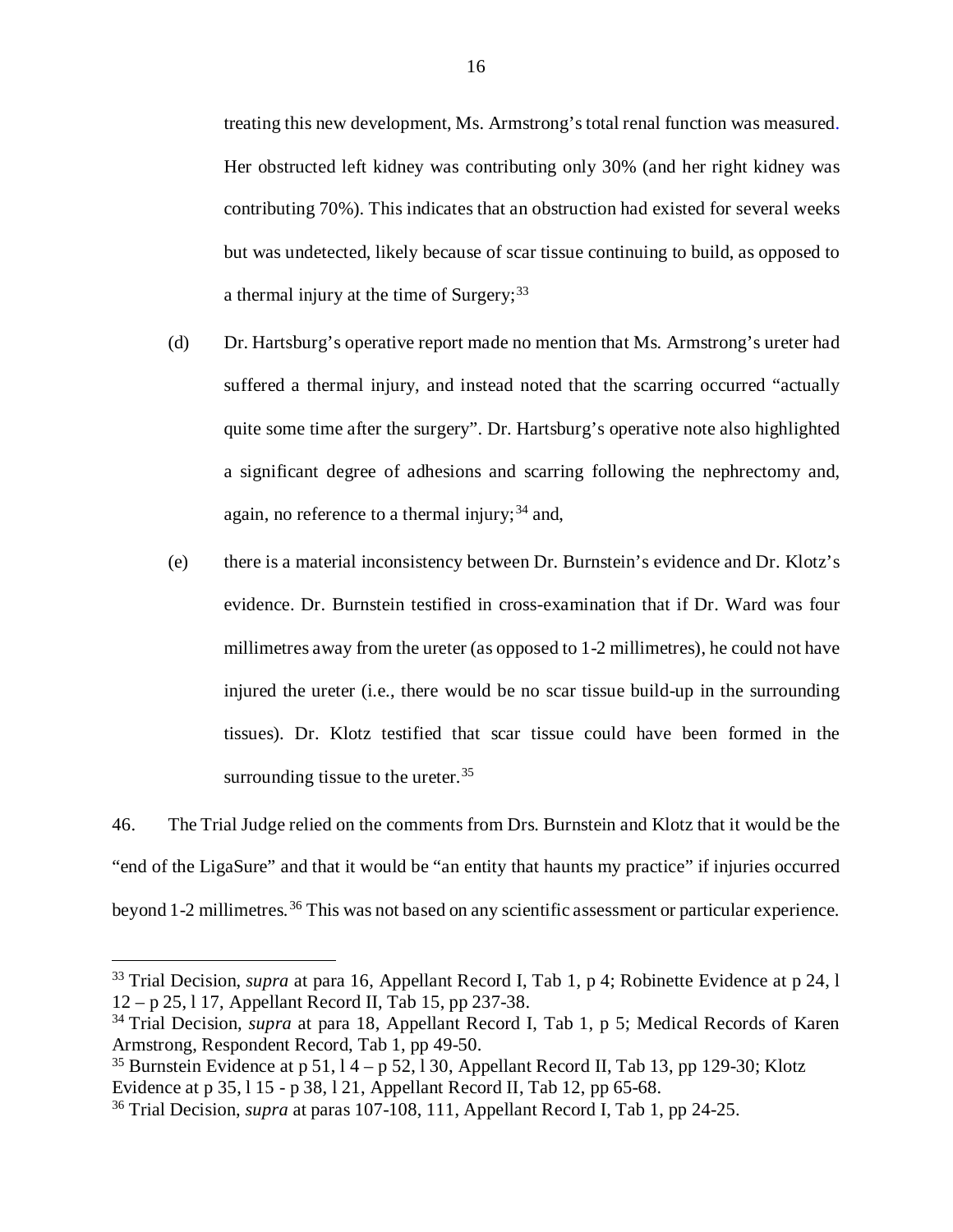treating this new development, Ms. Armstrong's total renal function was measured. Her obstructed left kidney was contributing only 30% (and her right kidney was contributing 70%). This indicates that an obstruction had existed for several weeks but was undetected, likely because of scar tissue continuing to build, as opposed to a thermal injury at the time of Surgery;[33]

(d) Dr. Hartsburg's operative report made no mention that Ms. Armstrong's ureter had suffered a thermal injury, and instead noted that the scarring occurred "actually quite some time after the surgery". Dr. Hartsburg's operative note also highlighted a significant degree of adhesions and scarring following the nephrectomy and, again, no reference to a thermal injury;[34] and,

(e) there is a material inconsistency between Dr. Burnstein's evidence and Dr. Klotz's evidence. Dr. Burnstein testified in cross-examination that if Dr. Ward was four millimetres away from the ureter (as opposed to 1-2 millimetres), he could not have injured the ureter (i.e., there would be no scar tissue build-up in the surrounding tissues). Dr. Klotz testified that scar tissue could have been formed in the surrounding tissue to the ureter.[35]

46. The Trial Judge relied on the comments from Drs. Burnstein and Klotz that it would be the "end of the LigaSure" and that it would be "an entity that haunts my practice" if injuries occurred beyond 1-2 millimetres.[36] This was not based on any scientific assessment or particular experience.

---

[33] Trial Decision, *supra* at para 16, Appellant Record I, Tab 1, p 4; Robinette Evidence at p 24, l 12 – p 25, l 17, Appellant Record II, Tab 15, pp 237-38.

[34] Trial Decision, *supra* at para 18, Appellant Record I, Tab 1, p 5; Medical Records of Karen Armstrong, Respondent Record, Tab 1, pp 49-50.

[35] Burnstein Evidence at p 51, l 4 – p 52, l 30, Appellant Record II, Tab 13, pp 129-30; Klotz Evidence at p 35, l 15 - p 38, l 21, Appellant Record II, Tab 12, pp 65-68.

[36] Trial Decision, *supra* at paras 107-108, 111, Appellant Record I, Tab 1, pp 24-25.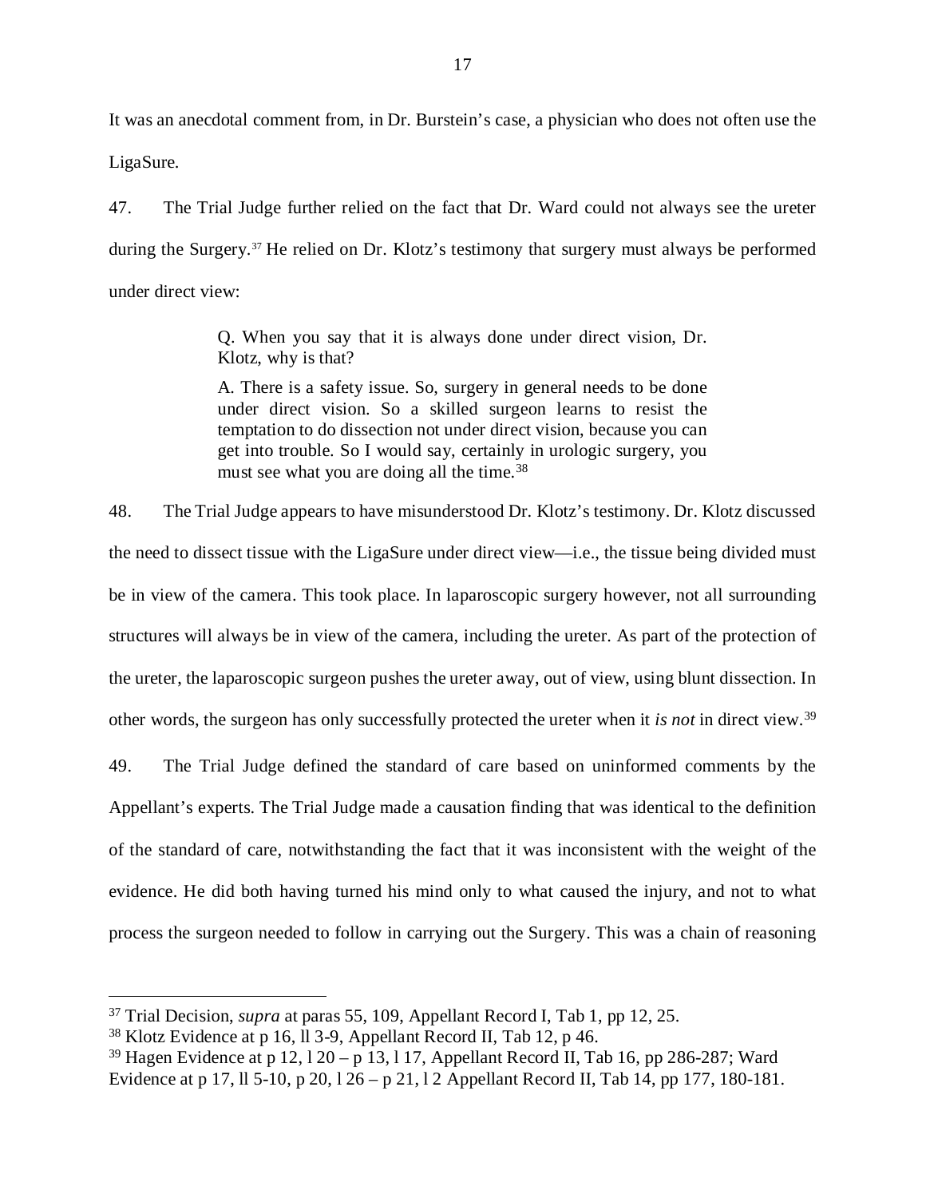It was an anecdotal comment from, in Dr. Burstein's case, a physician who does not often use the LigaSure.

47. The Trial Judge further relied on the fact that Dr. Ward could not always see the ureter during the Surgery.[37] He relied on Dr. Klotz's testimony that surgery must always be performed under direct view:

> Q. When you say that it is always done under direct vision, Dr. Klotz, why is that?
>
> A. There is a safety issue. So, surgery in general needs to be done under direct vision. So a skilled surgeon learns to resist the temptation to do dissection not under direct vision, because you can get into trouble. So I would say, certainly in urologic surgery, you must see what you are doing all the time.[38]

48. The Trial Judge appears to have misunderstood Dr. Klotz's testimony. Dr. Klotz discussed the need to dissect tissue with the LigaSure under direct view—i.e., the tissue being divided must be in view of the camera. This took place. In laparoscopic surgery however, not all surrounding structures will always be in view of the camera, including the ureter. As part of the protection of the ureter, the laparoscopic surgeon pushes the ureter away, out of view, using blunt dissection. In other words, the surgeon has only successfully protected the ureter when it *is not* in direct view.[39]

49. The Trial Judge defined the standard of care based on uninformed comments by the Appellant's experts. The Trial Judge made a causation finding that was identical to the definition of the standard of care, notwithstanding the fact that it was inconsistent with the weight of the evidence. He did both having turned his mind only to what caused the injury, and not to what process the surgeon needed to follow in carrying out the Surgery. This was a chain of reasoning

---

[37] Trial Decision, *supra* at paras 55, 109, Appellant Record I, Tab 1, pp 12, 25.

[38] Klotz Evidence at p 16, ll 3-9, Appellant Record II, Tab 12, p 46.

[39] Hagen Evidence at p 12, l 20 – p 13, l 17, Appellant Record II, Tab 16, pp 286-287; Ward Evidence at p 17, ll 5-10, p 20, l 26 – p 21, l 2 Appellant Record II, Tab 14, pp 177, 180-181.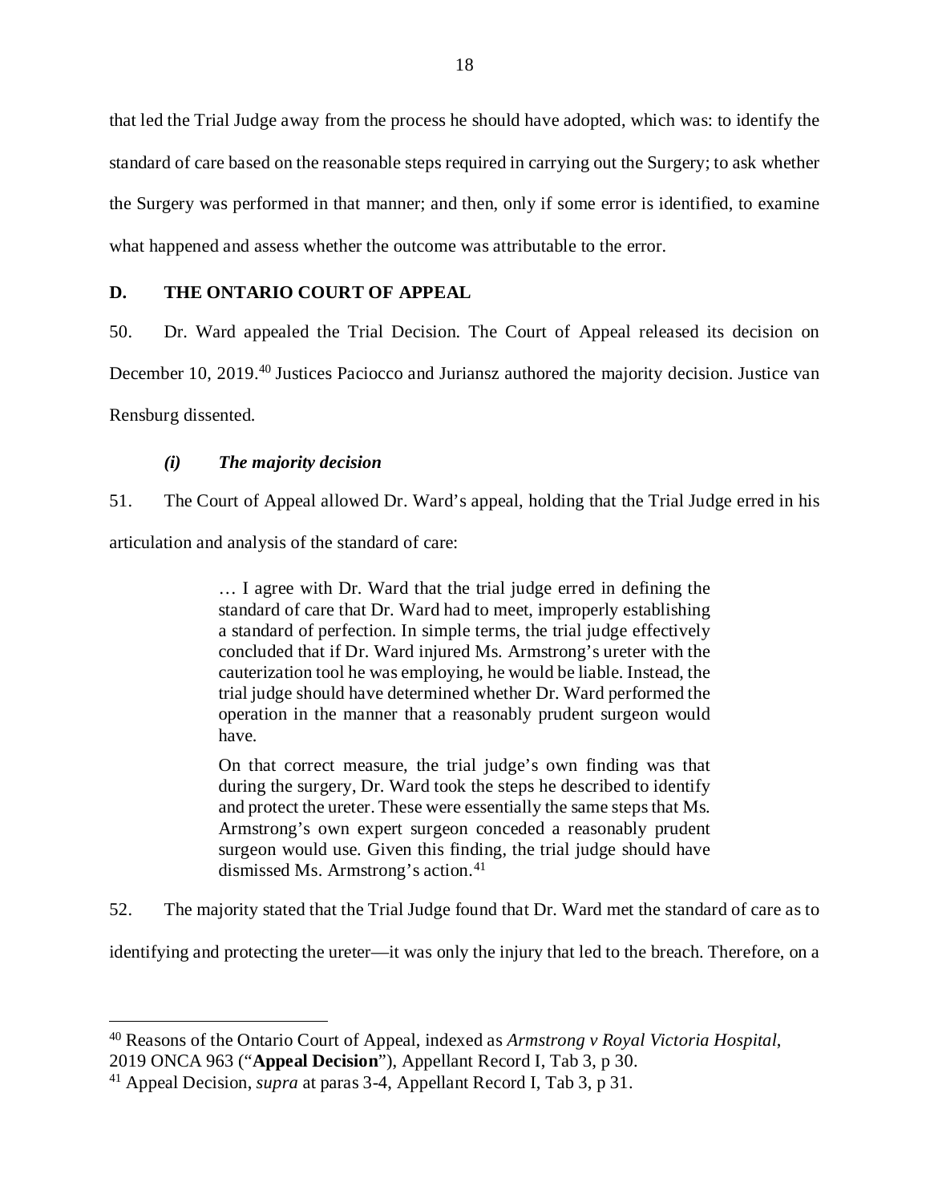that led the Trial Judge away from the process he should have adopted, which was: to identify the standard of care based on the reasonable steps required in carrying out the Surgery; to ask whether the Surgery was performed in that manner; and then, only if some error is identified, to examine what happened and assess whether the outcome was attributable to the error.

## D. THE ONTARIO COURT OF APPEAL

50. Dr. Ward appealed the Trial Decision. The Court of Appeal released its decision on December 10, 2019.[40] Justices Paciocco and Juriansz authored the majority decision. Justice van Rensburg dissented.

### *(i) The majority decision*

51. The Court of Appeal allowed Dr. Ward's appeal, holding that the Trial Judge erred in his articulation and analysis of the standard of care:

> … I agree with Dr. Ward that the trial judge erred in defining the standard of care that Dr. Ward had to meet, improperly establishing a standard of perfection. In simple terms, the trial judge effectively concluded that if Dr. Ward injured Ms. Armstrong's ureter with the cauterization tool he was employing, he would be liable. Instead, the trial judge should have determined whether Dr. Ward performed the operation in the manner that a reasonably prudent surgeon would have.
>
> On that correct measure, the trial judge's own finding was that during the surgery, Dr. Ward took the steps he described to identify and protect the ureter. These were essentially the same steps that Ms. Armstrong's own expert surgeon conceded a reasonably prudent surgeon would use. Given this finding, the trial judge should have dismissed Ms. Armstrong's action.[41]

52. The majority stated that the Trial Judge found that Dr. Ward met the standard of care as to identifying and protecting the ureter—it was only the injury that led to the breach. Therefore, on a

---

[40] Reasons of the Ontario Court of Appeal, indexed as *Armstrong v Royal Victoria Hospital*, 2019 ONCA 963 ("**Appeal Decision**"), Appellant Record I, Tab 3, p 30.

[41] Appeal Decision, *supra* at paras 3-4, Appellant Record I, Tab 3, p 31.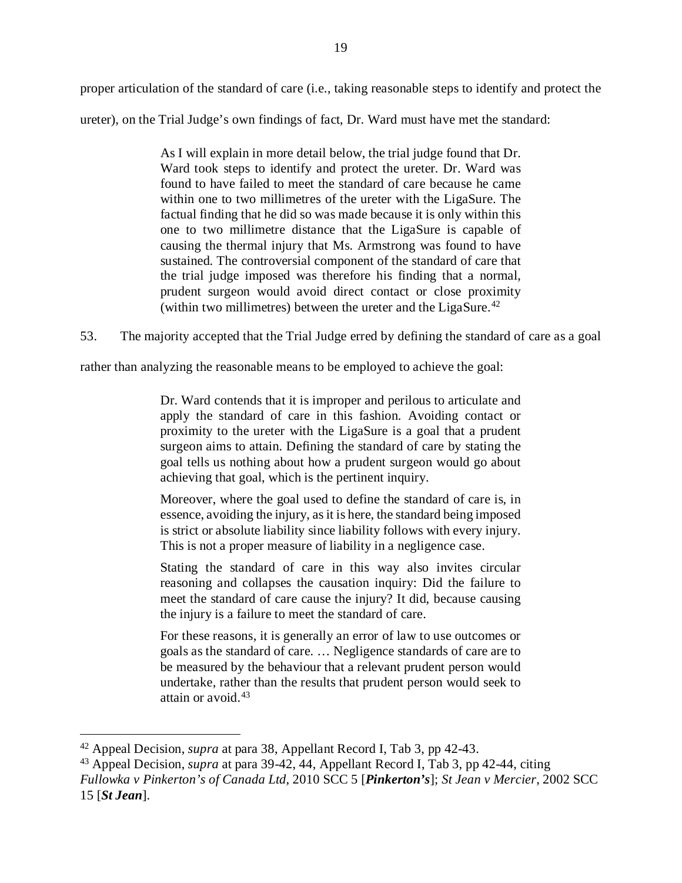proper articulation of the standard of care (i.e., taking reasonable steps to identify and protect the ureter), on the Trial Judge's own findings of fact, Dr. Ward must have met the standard:

> As I will explain in more detail below, the trial judge found that Dr. Ward took steps to identify and protect the ureter. Dr. Ward was found to have failed to meet the standard of care because he came within one to two millimetres of the ureter with the LigaSure. The factual finding that he did so was made because it is only within this one to two millimetre distance that the LigaSure is capable of causing the thermal injury that Ms. Armstrong was found to have sustained. The controversial component of the standard of care that the trial judge imposed was therefore his finding that a normal, prudent surgeon would avoid direct contact or close proximity (within two millimetres) between the ureter and the LigaSure.[42]

53. The majority accepted that the Trial Judge erred by defining the standard of care as a goal rather than analyzing the reasonable means to be employed to achieve the goal:

> Dr. Ward contends that it is improper and perilous to articulate and apply the standard of care in this fashion. Avoiding contact or proximity to the ureter with the LigaSure is a goal that a prudent surgeon aims to attain. Defining the standard of care by stating the goal tells us nothing about how a prudent surgeon would go about achieving that goal, which is the pertinent inquiry.
>
> Moreover, where the goal used to define the standard of care is, in essence, avoiding the injury, as it is here, the standard being imposed is strict or absolute liability since liability follows with every injury. This is not a proper measure of liability in a negligence case.
>
> Stating the standard of care in this way also invites circular reasoning and collapses the causation inquiry: Did the failure to meet the standard of care cause the injury? It did, because causing the injury is a failure to meet the standard of care.
>
> For these reasons, it is generally an error of law to use outcomes or goals as the standard of care. … Negligence standards of care are to be measured by the behaviour that a relevant prudent person would undertake, rather than the results that prudent person would seek to attain or avoid.[43]

---

[42] Appeal Decision, *supra* at para 38, Appellant Record I, Tab 3, pp 42-43.

[43] Appeal Decision, *supra* at para 39-42, 44, Appellant Record I, Tab 3, pp 42-44, citing *Fullowka v Pinkerton's of Canada Ltd*, 2010 SCC 5 [***Pinkerton's***]; *St Jean v Mercier*, 2002 SCC 15 [***St Jean***].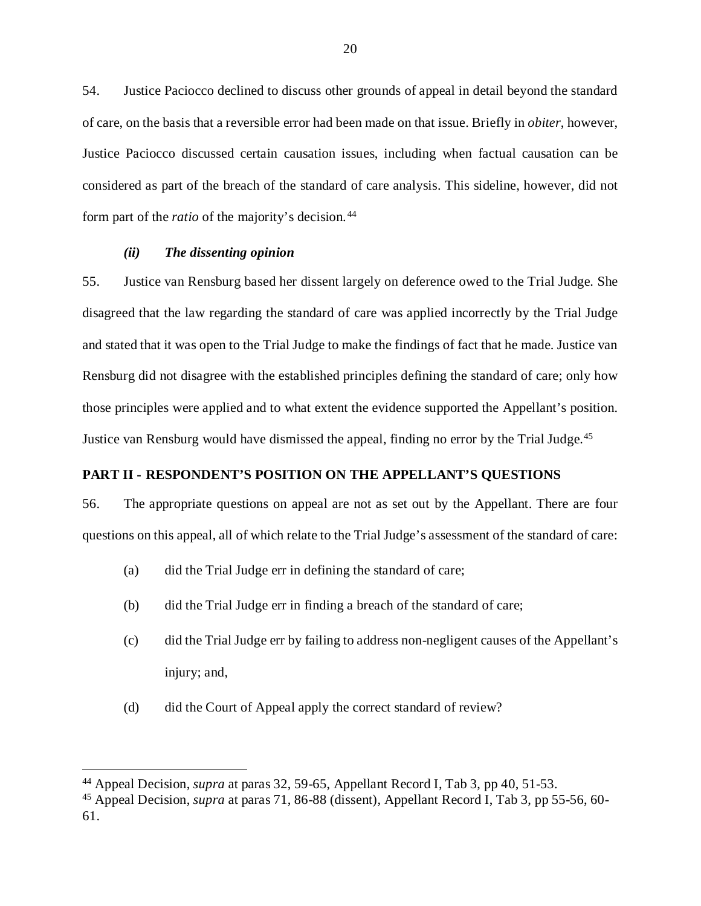54. Justice Paciocco declined to discuss other grounds of appeal in detail beyond the standard of care, on the basis that a reversible error had been made on that issue. Briefly in *obiter*, however, Justice Paciocco discussed certain causation issues, including when factual causation can be considered as part of the breach of the standard of care analysis. This sideline, however, did not form part of the *ratio* of the majority's decision.[44]

#### *(ii) The dissenting opinion*

55. Justice van Rensburg based her dissent largely on deference owed to the Trial Judge. She disagreed that the law regarding the standard of care was applied incorrectly by the Trial Judge and stated that it was open to the Trial Judge to make the findings of fact that he made. Justice van Rensburg did not disagree with the established principles defining the standard of care; only how those principles were applied and to what extent the evidence supported the Appellant's position. Justice van Rensburg would have dismissed the appeal, finding no error by the Trial Judge.[45]

## PART II - RESPONDENT'S POSITION ON THE APPELLANT'S QUESTIONS

56. The appropriate questions on appeal are not as set out by the Appellant. There are four questions on this appeal, all of which relate to the Trial Judge's assessment of the standard of care:

(a) did the Trial Judge err in defining the standard of care;

(b) did the Trial Judge err in finding a breach of the standard of care;

(c) did the Trial Judge err by failing to address non-negligent causes of the Appellant's injury; and,

(d) did the Court of Appeal apply the correct standard of review?

---

[44] Appeal Decision, *supra* at paras 32, 59-65, Appellant Record I, Tab 3, pp 40, 51-53.

[45] Appeal Decision, *supra* at paras 71, 86-88 (dissent), Appellant Record I, Tab 3, pp 55-56, 60-61.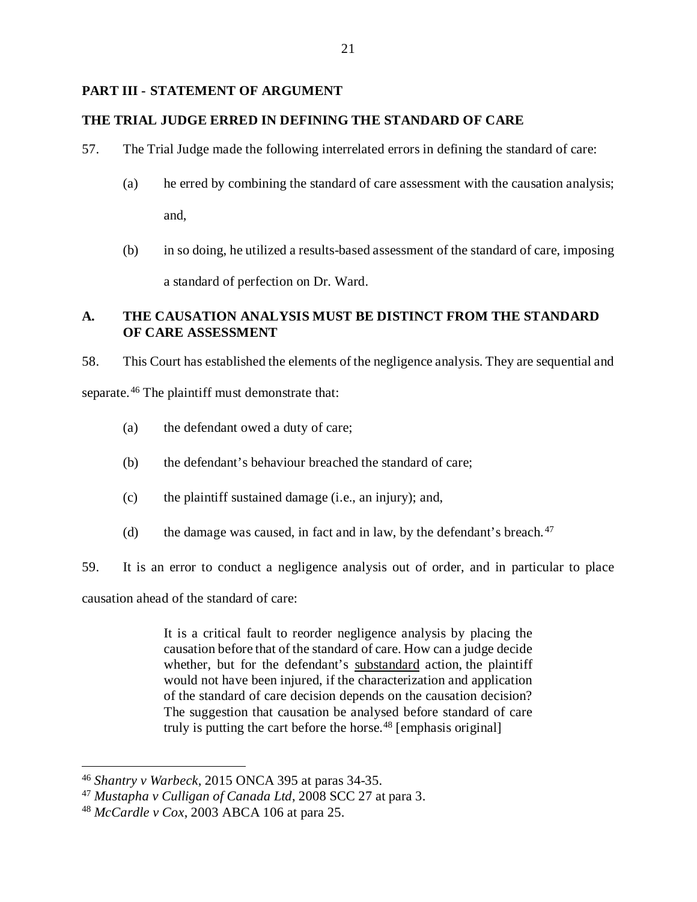## PART III - STATEMENT OF ARGUMENT

## THE TRIAL JUDGE ERRED IN DEFINING THE STANDARD OF CARE

57. The Trial Judge made the following interrelated errors in defining the standard of care:

(a) he erred by combining the standard of care assessment with the causation analysis; and,

(b) in so doing, he utilized a results-based assessment of the standard of care, imposing a standard of perfection on Dr. Ward.

### A. THE CAUSATION ANALYSIS MUST BE DISTINCT FROM THE STANDARD OF CARE ASSESSMENT

58. This Court has established the elements of the negligence analysis. They are sequential and separate.[46] The plaintiff must demonstrate that:

(a) the defendant owed a duty of care;

(b) the defendant's behaviour breached the standard of care;

(c) the plaintiff sustained damage (i.e., an injury); and,

(d) the damage was caused, in fact and in law, by the defendant's breach.[47]

59. It is an error to conduct a negligence analysis out of order, and in particular to place causation ahead of the standard of care:

> It is a critical fault to reorder negligence analysis by placing the causation before that of the standard of care. How can a judge decide whether, but for the defendant's <u>substandard</u> action, the plaintiff would not have been injured, if the characterization and application of the standard of care decision depends on the causation decision? The suggestion that causation be analysed before standard of care truly is putting the cart before the horse.[48] [emphasis original]

---

[46] *Shantry v Warbeck*, 2015 ONCA 395 at paras 34-35.

[47] *Mustapha v Culligan of Canada Ltd*, 2008 SCC 27 at para 3.

[48] *McCardle v Cox*, 2003 ABCA 106 at para 25.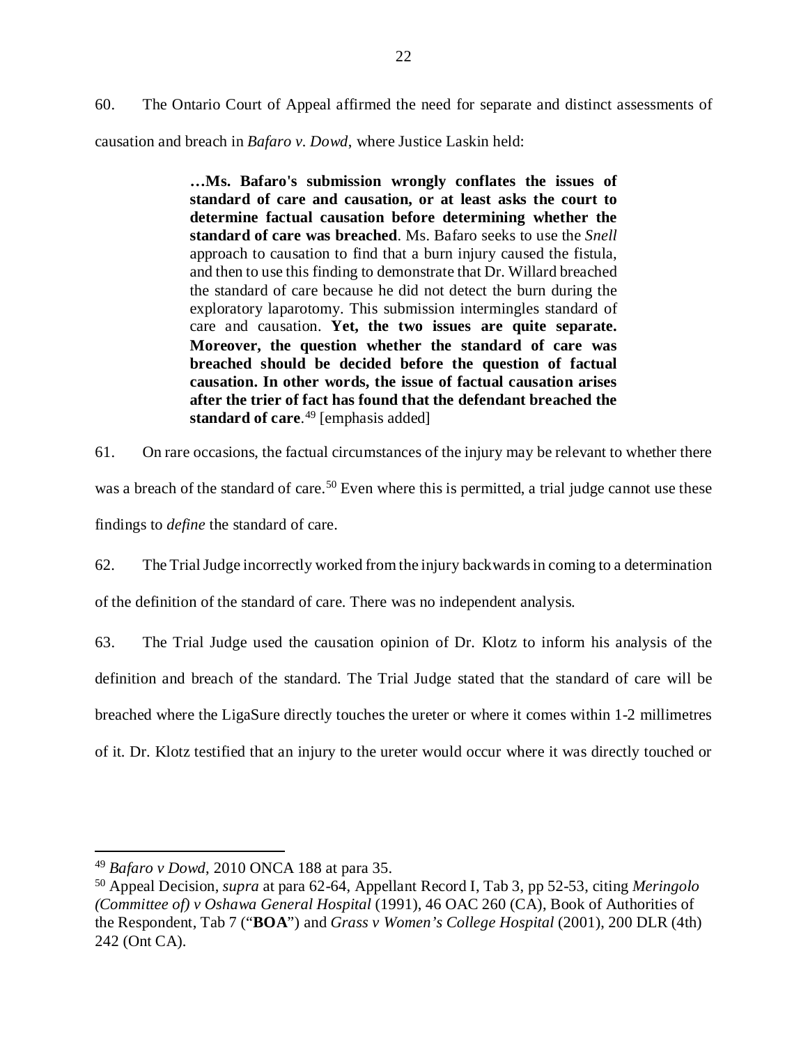60. The Ontario Court of Appeal affirmed the need for separate and distinct assessments of causation and breach in *Bafaro v. Dowd*, where Justice Laskin held:

> **…Ms. Bafaro's submission wrongly conflates the issues of standard of care and causation, or at least asks the court to determine factual causation before determining whether the standard of care was breached**. Ms. Bafaro seeks to use the *Snell* approach to causation to find that a burn injury caused the fistula, and then to use this finding to demonstrate that Dr. Willard breached the standard of care because he did not detect the burn during the exploratory laparotomy. This submission intermingles standard of care and causation. **Yet, the two issues are quite separate. Moreover, the question whether the standard of care was breached should be decided before the question of factual causation. In other words, the issue of factual causation arises after the trier of fact has found that the defendant breached the standard of care**.[49] [emphasis added]

61. On rare occasions, the factual circumstances of the injury may be relevant to whether there was a breach of the standard of care.[50] Even where this is permitted, a trial judge cannot use these findings to *define* the standard of care.

62. The Trial Judge incorrectly worked from the injury backwards in coming to a determination of the definition of the standard of care. There was no independent analysis.

63. The Trial Judge used the causation opinion of Dr. Klotz to inform his analysis of the definition and breach of the standard. The Trial Judge stated that the standard of care will be breached where the LigaSure directly touches the ureter or where it comes within 1-2 millimetres of it. Dr. Klotz testified that an injury to the ureter would occur where it was directly touched or

---

[49] *Bafaro v Dowd*, 2010 ONCA 188 at para 35.

[50] Appeal Decision, *supra* at para 62-64, Appellant Record I, Tab 3, pp 52-53, citing *Meringolo (Committee of) v Oshawa General Hospital* (1991), 46 OAC 260 (CA), Book of Authorities of the Respondent, Tab 7 ("**BOA**") and *Grass v Women's College Hospital* (2001), 200 DLR (4th) 242 (Ont CA).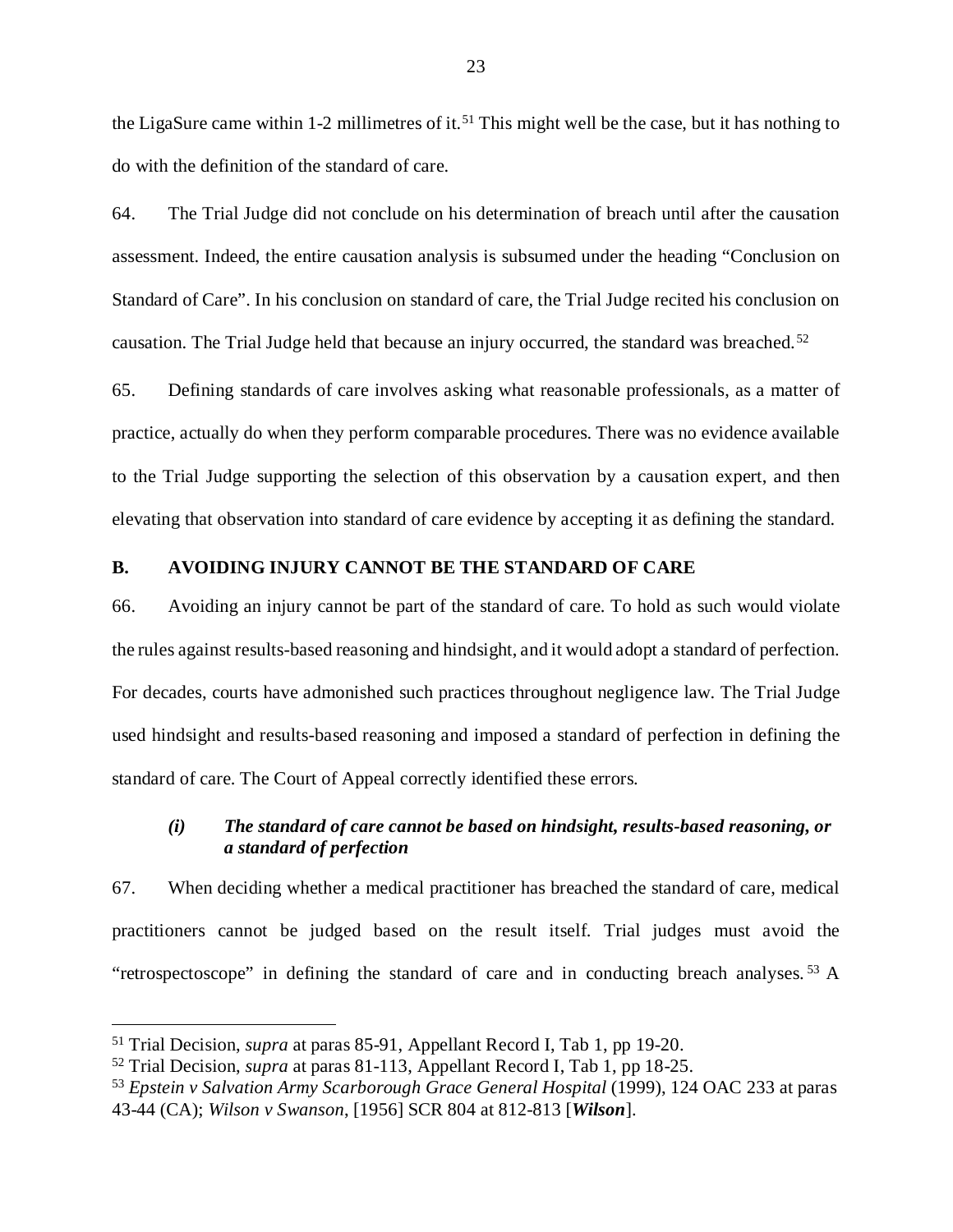the LigaSure came within 1-2 millimetres of it.[51] This might well be the case, but it has nothing to do with the definition of the standard of care.

64. The Trial Judge did not conclude on his determination of breach until after the causation assessment. Indeed, the entire causation analysis is subsumed under the heading "Conclusion on Standard of Care". In his conclusion on standard of care, the Trial Judge recited his conclusion on causation. The Trial Judge held that because an injury occurred, the standard was breached.[52]

65. Defining standards of care involves asking what reasonable professionals, as a matter of practice, actually do when they perform comparable procedures. There was no evidence available to the Trial Judge supporting the selection of this observation by a causation expert, and then elevating that observation into standard of care evidence by accepting it as defining the standard.

## B. AVOIDING INJURY CANNOT BE THE STANDARD OF CARE

66. Avoiding an injury cannot be part of the standard of care. To hold as such would violate the rules against results-based reasoning and hindsight, and it would adopt a standard of perfection. For decades, courts have admonished such practices throughout negligence law. The Trial Judge used hindsight and results-based reasoning and imposed a standard of perfection in defining the standard of care. The Court of Appeal correctly identified these errors.

### *(i) The standard of care cannot be based on hindsight, results-based reasoning, or a standard of perfection*

67. When deciding whether a medical practitioner has breached the standard of care, medical practitioners cannot be judged based on the result itself. Trial judges must avoid the "retrospectoscope" in defining the standard of care and in conducting breach analyses.[53] A

---

[51] Trial Decision, *supra* at paras 85-91, Appellant Record I, Tab 1, pp 19-20.

[52] Trial Decision, *supra* at paras 81-113, Appellant Record I, Tab 1, pp 18-25.

[53] *Epstein v Salvation Army Scarborough Grace General Hospital* (1999), 124 OAC 233 at paras 43-44 (CA); *Wilson v Swanson*, [1956] SCR 804 at 812-813 [***Wilson***].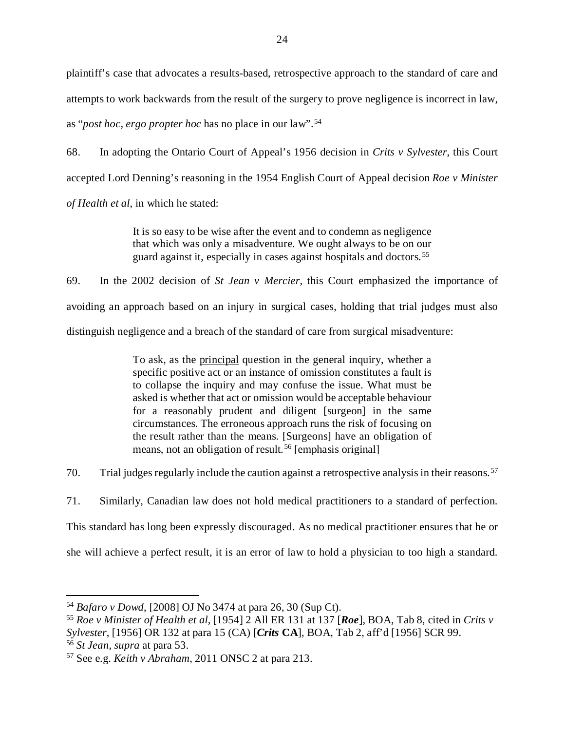plaintiff's case that advocates a results-based, retrospective approach to the standard of care and attempts to work backwards from the result of the surgery to prove negligence is incorrect in law, as "*post hoc, ergo propter hoc* has no place in our law".[54]

68. In adopting the Ontario Court of Appeal's 1956 decision in *Crits v Sylvester*, this Court accepted Lord Denning's reasoning in the 1954 English Court of Appeal decision *Roe v Minister of Health et al*, in which he stated:

> It is so easy to be wise after the event and to condemn as negligence that which was only a misadventure. We ought always to be on our guard against it, especially in cases against hospitals and doctors.[55]

69. In the 2002 decision of *St Jean v Mercier*, this Court emphasized the importance of avoiding an approach based on an injury in surgical cases, holding that trial judges must also distinguish negligence and a breach of the standard of care from surgical misadventure:

> To ask, as the <u>principal</u> question in the general inquiry, whether a specific positive act or an instance of omission constitutes a fault is to collapse the inquiry and may confuse the issue. What must be asked is whether that act or omission would be acceptable behaviour for a reasonably prudent and diligent [surgeon] in the same circumstances. The erroneous approach runs the risk of focusing on the result rather than the means. [Surgeons] have an obligation of means, not an obligation of result.[56] [emphasis original]

70. Trial judges regularly include the caution against a retrospective analysis in their reasons.[57]

71. Similarly, Canadian law does not hold medical practitioners to a standard of perfection. This standard has long been expressly discouraged. As no medical practitioner ensures that he or she will achieve a perfect result, it is an error of law to hold a physician to too high a standard.

---

[54] *Bafaro v Dowd*, [2008] OJ No 3474 at para 26, 30 (Sup Ct).

[55] *Roe v Minister of Health et al*, [1954] 2 All ER 131 at 137 [***Roe***], BOA, Tab 8, cited in *Crits v Sylvester*, [1956] OR 132 at para 15 (CA) [***Crits* CA**], BOA, Tab 2, aff'd [1956] SCR 99.

[56] *St Jean*, *supra* at para 53.

[57] See e.g. *Keith v Abraham*, 2011 ONSC 2 at para 213.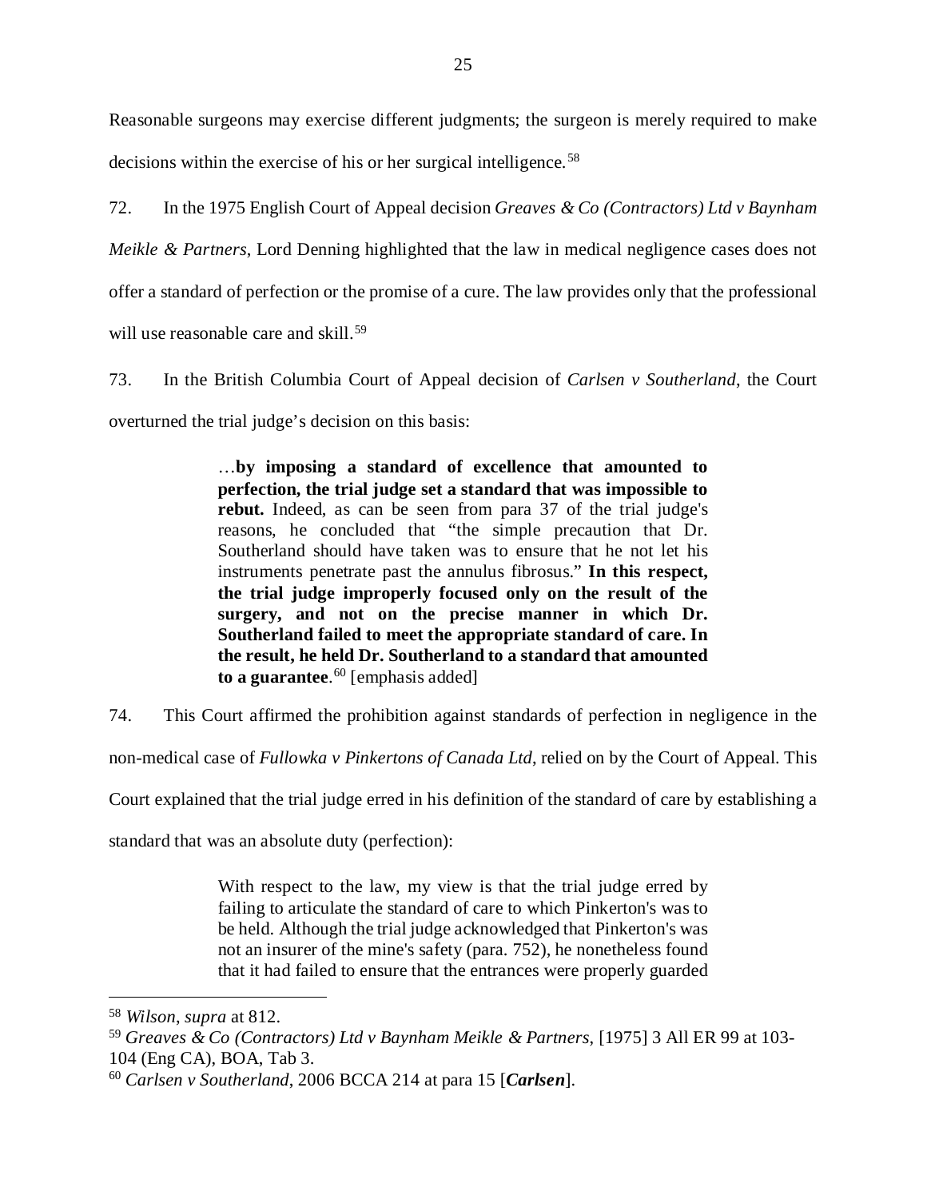Reasonable surgeons may exercise different judgments; the surgeon is merely required to make decisions within the exercise of his or her surgical intelligence.[58]

72. In the 1975 English Court of Appeal decision *Greaves & Co (Contractors) Ltd v Baynham Meikle & Partners*, Lord Denning highlighted that the law in medical negligence cases does not offer a standard of perfection or the promise of a cure. The law provides only that the professional will use reasonable care and skill.[59]

73. In the British Columbia Court of Appeal decision of *Carlsen v Southerland*, the Court overturned the trial judge's decision on this basis:

> …**by imposing a standard of excellence that amounted to perfection, the trial judge set a standard that was impossible to rebut.** Indeed, as can be seen from para 37 of the trial judge's reasons, he concluded that "the simple precaution that Dr. Southerland should have taken was to ensure that he not let his instruments penetrate past the annulus fibrosus." **In this respect, the trial judge improperly focused only on the result of the surgery, and not on the precise manner in which Dr. Southerland failed to meet the appropriate standard of care. In the result, he held Dr. Southerland to a standard that amounted to a guarantee**.[60] [emphasis added]

74. This Court affirmed the prohibition against standards of perfection in negligence in the non-medical case of *Fullowka v Pinkertons of Canada Ltd*, relied on by the Court of Appeal. This Court explained that the trial judge erred in his definition of the standard of care by establishing a standard that was an absolute duty (perfection):

> With respect to the law, my view is that the trial judge erred by failing to articulate the standard of care to which Pinkerton's was to be held. Although the trial judge acknowledged that Pinkerton's was not an insurer of the mine's safety (para. 752), he nonetheless found that it had failed to ensure that the entrances were properly guarded

---

[58] *Wilson*, *supra* at 812.

[59] *Greaves & Co (Contractors) Ltd v Baynham Meikle & Partners*, [1975] 3 All ER 99 at 103-104 (Eng CA), BOA, Tab 3.

[60] *Carlsen v Southerland*, 2006 BCCA 214 at para 15 [***Carlsen***].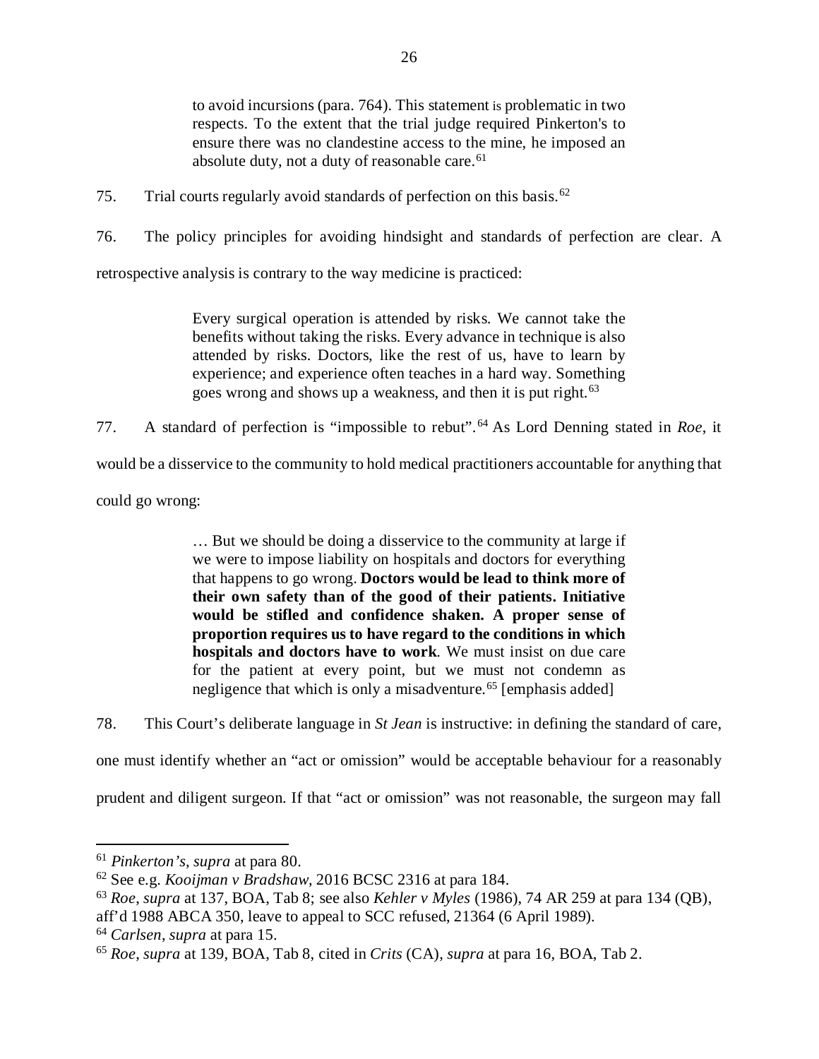> to avoid incursions (para. 764). This statement is problematic in two respects. To the extent that the trial judge required Pinkerton's to ensure there was no clandestine access to the mine, he imposed an absolute duty, not a duty of reasonable care.[61]

75. Trial courts regularly avoid standards of perfection on this basis.[62]

76. The policy principles for avoiding hindsight and standards of perfection are clear. A retrospective analysis is contrary to the way medicine is practiced:

> Every surgical operation is attended by risks. We cannot take the benefits without taking the risks. Every advance in technique is also attended by risks. Doctors, like the rest of us, have to learn by experience; and experience often teaches in a hard way. Something goes wrong and shows up a weakness, and then it is put right.[63]

77. A standard of perfection is "impossible to rebut".[64] As Lord Denning stated in *Roe*, it would be a disservice to the community to hold medical practitioners accountable for anything that could go wrong:

> … But we should be doing a disservice to the community at large if we were to impose liability on hospitals and doctors for everything that happens to go wrong. **Doctors would be lead to think more of their own safety than of the good of their patients. Initiative would be stifled and confidence shaken. A proper sense of proportion requires us to have regard to the conditions in which hospitals and doctors have to work**. We must insist on due care for the patient at every point, but we must not condemn as negligence that which is only a misadventure.[65] [emphasis added]

78. This Court's deliberate language in *St Jean* is instructive: in defining the standard of care, one must identify whether an "act or omission" would be acceptable behaviour for a reasonably prudent and diligent surgeon. If that "act or omission" was not reasonable, the surgeon may fall

---

[61] *Pinkerton's*, *supra* at para 80.

[62] See e.g. *Kooijman v Bradshaw*, 2016 BCSC 2316 at para 184.

[63] *Roe*, *supra* at 137, BOA, Tab 8; see also *Kehler v Myles* (1986), 74 AR 259 at para 134 (QB), aff'd 1988 ABCA 350, leave to appeal to SCC refused, 21364 (6 April 1989).

[64] *Carlsen*, *supra* at para 15.

[65] *Roe*, *supra* at 139, BOA, Tab 8, cited in *Crits* (CA), *supra* at para 16, BOA, Tab 2.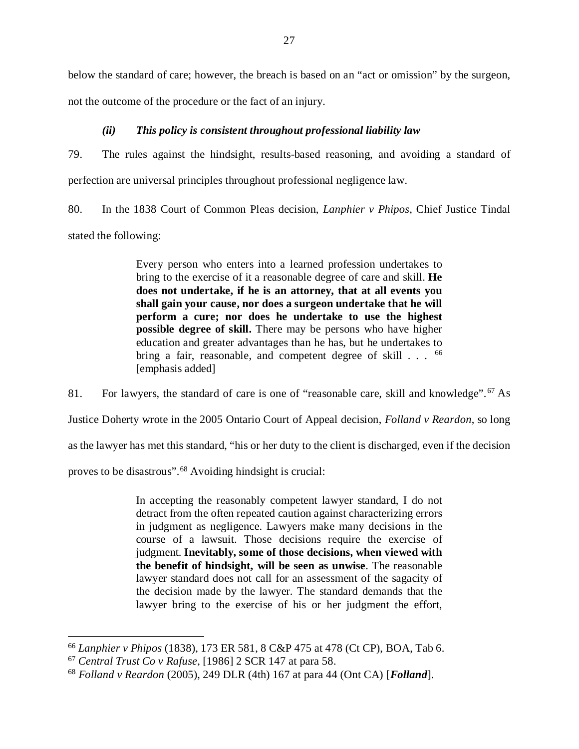below the standard of care; however, the breach is based on an "act or omission" by the surgeon, not the outcome of the procedure or the fact of an injury.

#### *(ii) This policy is consistent throughout professional liability law*

79. The rules against the hindsight, results-based reasoning, and avoiding a standard of perfection are universal principles throughout professional negligence law.

80. In the 1838 Court of Common Pleas decision, *Lanphier v Phipos*, Chief Justice Tindal stated the following:

> Every person who enters into a learned profession undertakes to bring to the exercise of it a reasonable degree of care and skill. **He does not undertake, if he is an attorney, that at all events you shall gain your cause, nor does a surgeon undertake that he will perform a cure; nor does he undertake to use the highest possible degree of skill.** There may be persons who have higher education and greater advantages than he has, but he undertakes to bring a fair, reasonable, and competent degree of skill . . . [66] [emphasis added]

81. For lawyers, the standard of care is one of "reasonable care, skill and knowledge".[67] As Justice Doherty wrote in the 2005 Ontario Court of Appeal decision, *Folland v Reardon*, so long as the lawyer has met this standard, "his or her duty to the client is discharged, even if the decision proves to be disastrous".[68] Avoiding hindsight is crucial:

> In accepting the reasonably competent lawyer standard, I do not detract from the often repeated caution against characterizing errors in judgment as negligence. Lawyers make many decisions in the course of a lawsuit. Those decisions require the exercise of judgment. **Inevitably, some of those decisions, when viewed with the benefit of hindsight, will be seen as unwise**. The reasonable lawyer standard does not call for an assessment of the sagacity of the decision made by the lawyer. The standard demands that the lawyer bring to the exercise of his or her judgment the effort,

---

[66] *Lanphier v Phipos* (1838), 173 ER 581, 8 C&P 475 at 478 (Ct CP), BOA, Tab 6.

[67] *Central Trust Co v Rafuse*, [1986] 2 SCR 147 at para 58.

[68] *Folland v Reardon* (2005), 249 DLR (4th) 167 at para 44 (Ont CA) [***Folland***].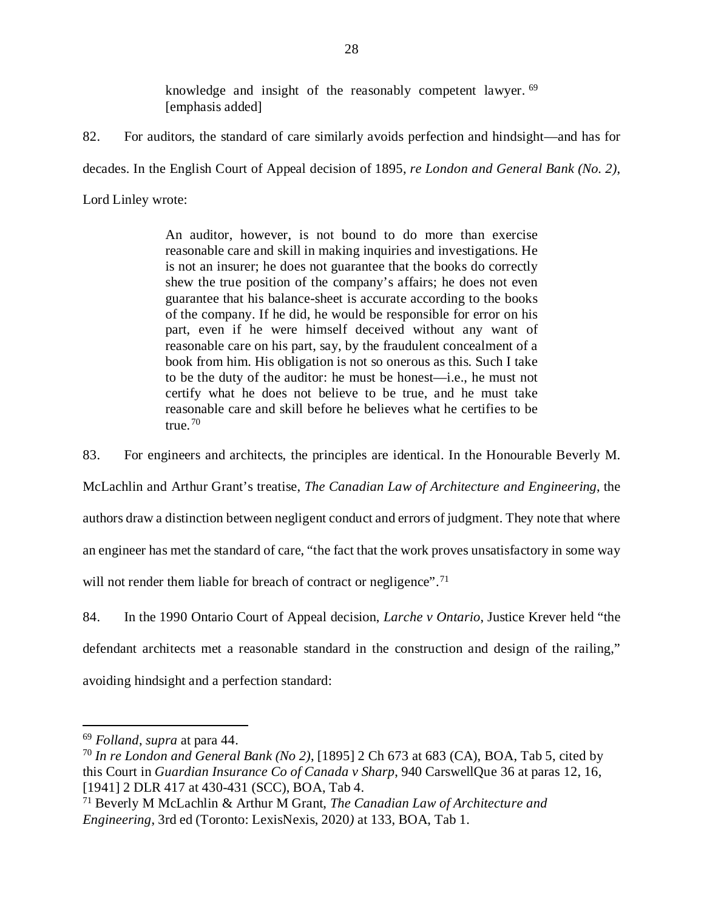> knowledge and insight of the reasonably competent lawyer.[69] [emphasis added]

82. For auditors, the standard of care similarly avoids perfection and hindsight—and has for decades. In the English Court of Appeal decision of 1895, *re London and General Bank (No. 2)*, Lord Linley wrote:

> An auditor, however, is not bound to do more than exercise reasonable care and skill in making inquiries and investigations. He is not an insurer; he does not guarantee that the books do correctly shew the true position of the company's affairs; he does not even guarantee that his balance-sheet is accurate according to the books of the company. If he did, he would be responsible for error on his part, even if he were himself deceived without any want of reasonable care on his part, say, by the fraudulent concealment of a book from him. His obligation is not so onerous as this. Such I take to be the duty of the auditor: he must be honest—i.e., he must not certify what he does not believe to be true, and he must take reasonable care and skill before he believes what he certifies to be true.[70]

83. For engineers and architects, the principles are identical. In the Honourable Beverly M. McLachlin and Arthur Grant's treatise, *The Canadian Law of Architecture and Engineering*, the authors draw a distinction between negligent conduct and errors of judgment. They note that where an engineer has met the standard of care, "the fact that the work proves unsatisfactory in some way will not render them liable for breach of contract or negligence".[71]

84. In the 1990 Ontario Court of Appeal decision, *Larche v Ontario*, Justice Krever held "the defendant architects met a reasonable standard in the construction and design of the railing," avoiding hindsight and a perfection standard:

---

[69] *Folland*, *supra* at para 44.

[70] *In re London and General Bank (No 2)*, [1895] 2 Ch 673 at 683 (CA), BOA, Tab 5, cited by this Court in *Guardian Insurance Co of Canada v Sharp*, 940 CarswellQue 36 at paras 12, 16, [1941] 2 DLR 417 at 430-431 (SCC), BOA, Tab 4.

[71] Beverly M McLachlin & Arthur M Grant, *The Canadian Law of Architecture and Engineering*, 3rd ed (Toronto: LexisNexis, 2020) at 133, BOA, Tab 1.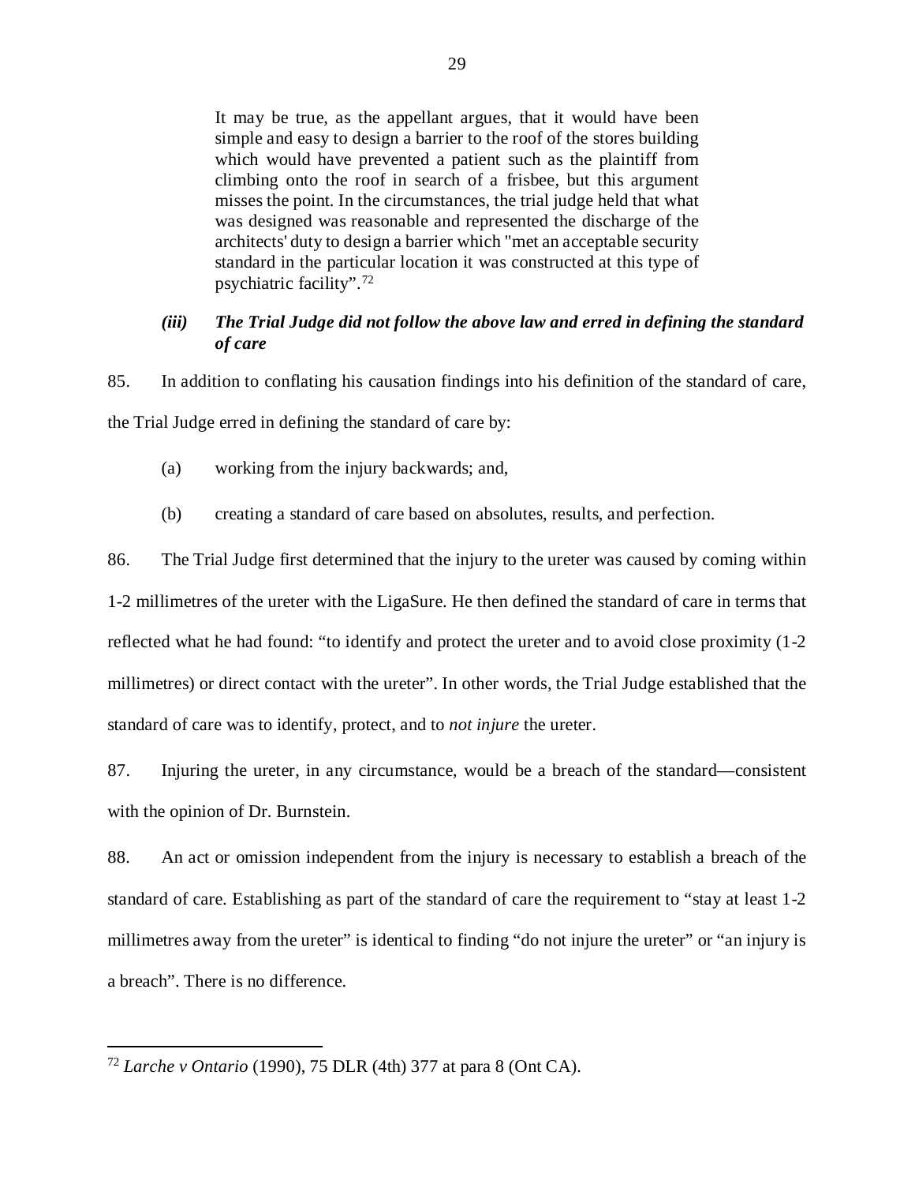> It may be true, as the appellant argues, that it would have been simple and easy to design a barrier to the roof of the stores building which would have prevented a patient such as the plaintiff from climbing onto the roof in search of a frisbee, but this argument misses the point. In the circumstances, the trial judge held that what was designed was reasonable and represented the discharge of the architects' duty to design a barrier which "met an acceptable security standard in the particular location it was constructed at this type of psychiatric facility".[72]

### *(iii) The Trial Judge did not follow the above law and erred in defining the standard of care*

85. In addition to conflating his causation findings into his definition of the standard of care, the Trial Judge erred in defining the standard of care by:

(a) working from the injury backwards; and,

(b) creating a standard of care based on absolutes, results, and perfection.

86. The Trial Judge first determined that the injury to the ureter was caused by coming within 1-2 millimetres of the ureter with the LigaSure. He then defined the standard of care in terms that reflected what he had found: "to identify and protect the ureter and to avoid close proximity (1-2 millimetres) or direct contact with the ureter". In other words, the Trial Judge established that the standard of care was to identify, protect, and to *not injure* the ureter.

87. Injuring the ureter, in any circumstance, would be a breach of the standard—consistent with the opinion of Dr. Burnstein.

88. An act or omission independent from the injury is necessary to establish a breach of the standard of care. Establishing as part of the standard of care the requirement to "stay at least 1-2 millimetres away from the ureter" is identical to finding "do not injure the ureter" or "an injury is a breach". There is no difference.

---

[72] *Larche v Ontario* (1990), 75 DLR (4th) 377 at para 8 (Ont CA).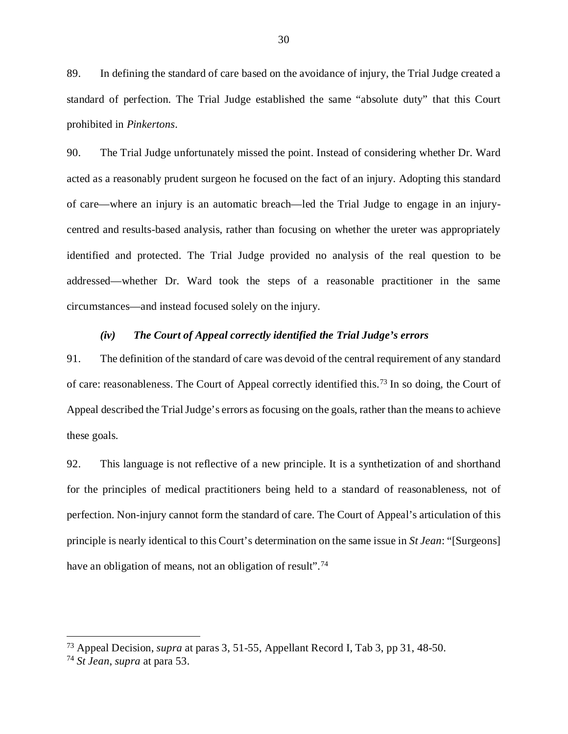89. In defining the standard of care based on the avoidance of injury, the Trial Judge created a standard of perfection. The Trial Judge established the same "absolute duty" that this Court prohibited in *Pinkertons*.

90. The Trial Judge unfortunately missed the point. Instead of considering whether Dr. Ward acted as a reasonably prudent surgeon he focused on the fact of an injury. Adopting this standard of care—where an injury is an automatic breach—led the Trial Judge to engage in an injury-centred and results-based analysis, rather than focusing on whether the ureter was appropriately identified and protected. The Trial Judge provided no analysis of the real question to be addressed—whether Dr. Ward took the steps of a reasonable practitioner in the same circumstances—and instead focused solely on the injury.

#### *(iv) The Court of Appeal correctly identified the Trial Judge's errors*

91. The definition of the standard of care was devoid of the central requirement of any standard of care: reasonableness. The Court of Appeal correctly identified this.[73] In so doing, the Court of Appeal described the Trial Judge's errors as focusing on the goals, rather than the means to achieve these goals.

92. This language is not reflective of a new principle. It is a synthetization of and shorthand for the principles of medical practitioners being held to a standard of reasonableness, not of perfection. Non-injury cannot form the standard of care. The Court of Appeal's articulation of this principle is nearly identical to this Court's determination on the same issue in *St Jean*: "[Surgeons] have an obligation of means, not an obligation of result".[74]

---

[73] Appeal Decision, *supra* at paras 3, 51-55, Appellant Record I, Tab 3, pp 31, 48-50.

[74] *St Jean*, *supra* at para 53.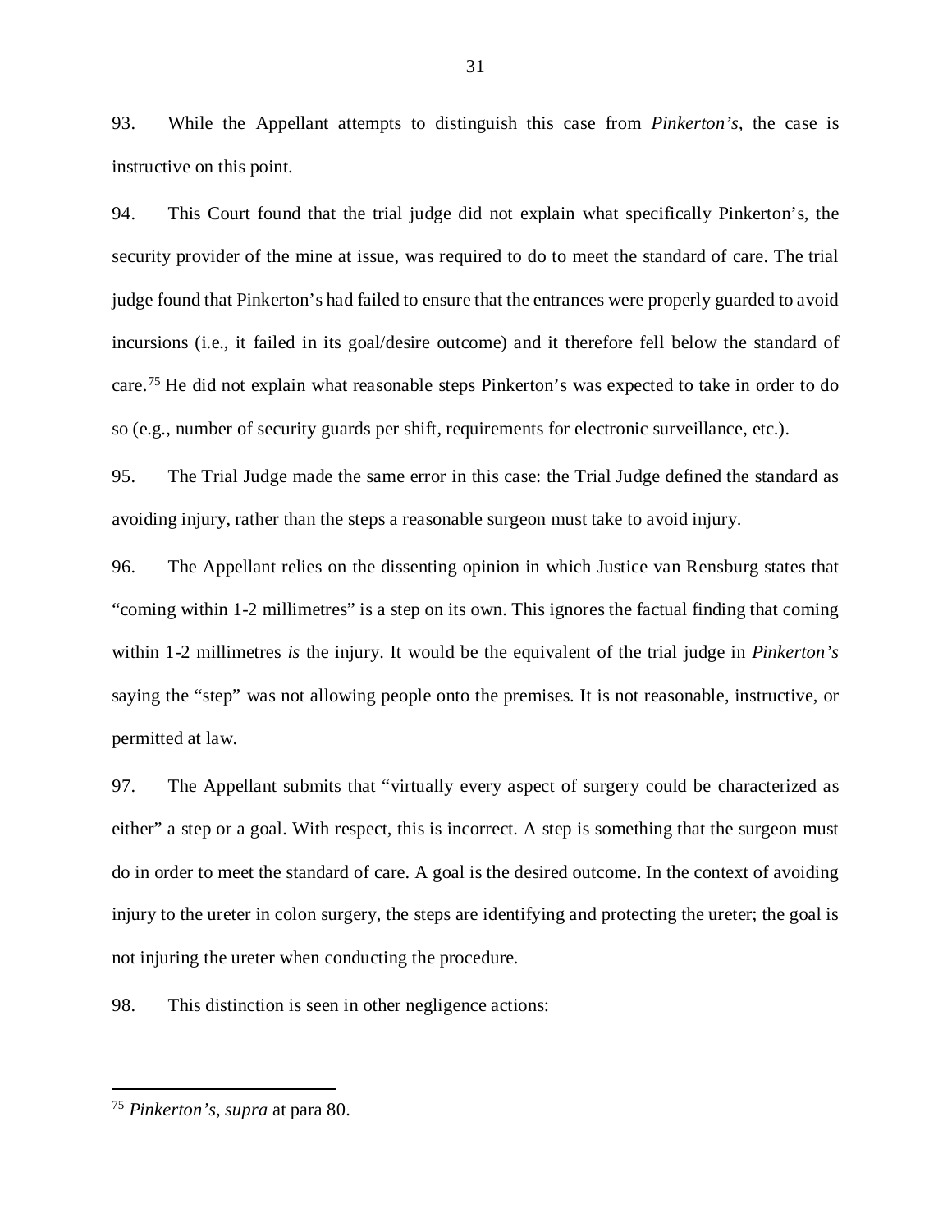93. While the Appellant attempts to distinguish this case from *Pinkerton's*, the case is instructive on this point.

94. This Court found that the trial judge did not explain what specifically Pinkerton's, the security provider of the mine at issue, was required to do to meet the standard of care. The trial judge found that Pinkerton's had failed to ensure that the entrances were properly guarded to avoid incursions (i.e., it failed in its goal/desire outcome) and it therefore fell below the standard of care.[75] He did not explain what reasonable steps Pinkerton's was expected to take in order to do so (e.g., number of security guards per shift, requirements for electronic surveillance, etc.).

95. The Trial Judge made the same error in this case: the Trial Judge defined the standard as avoiding injury, rather than the steps a reasonable surgeon must take to avoid injury.

96. The Appellant relies on the dissenting opinion in which Justice van Rensburg states that "coming within 1-2 millimetres" is a step on its own. This ignores the factual finding that coming within 1-2 millimetres *is* the injury. It would be the equivalent of the trial judge in *Pinkerton's* saying the "step" was not allowing people onto the premises. It is not reasonable, instructive, or permitted at law.

97. The Appellant submits that "virtually every aspect of surgery could be characterized as either" a step or a goal. With respect, this is incorrect. A step is something that the surgeon must do in order to meet the standard of care. A goal is the desired outcome. In the context of avoiding injury to the ureter in colon surgery, the steps are identifying and protecting the ureter; the goal is not injuring the ureter when conducting the procedure.

98. This distinction is seen in other negligence actions:

---

[75] *Pinkerton's*, *supra* at para 80.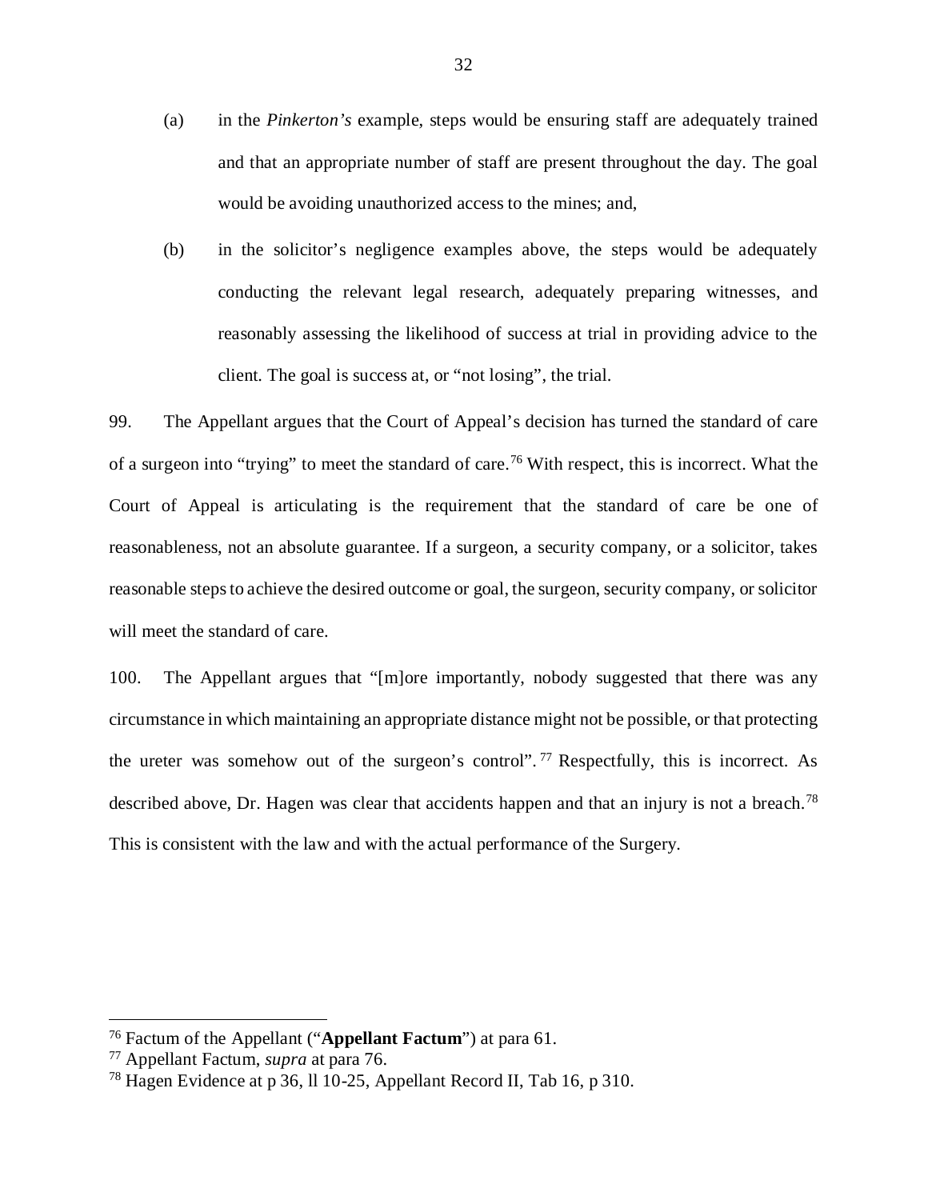(a) in the *Pinkerton's* example, steps would be ensuring staff are adequately trained and that an appropriate number of staff are present throughout the day. The goal would be avoiding unauthorized access to the mines; and,

(b) in the solicitor's negligence examples above, the steps would be adequately conducting the relevant legal research, adequately preparing witnesses, and reasonably assessing the likelihood of success at trial in providing advice to the client. The goal is success at, or "not losing", the trial.

99. The Appellant argues that the Court of Appeal's decision has turned the standard of care of a surgeon into "trying" to meet the standard of care.[76] With respect, this is incorrect. What the Court of Appeal is articulating is the requirement that the standard of care be one of reasonableness, not an absolute guarantee. If a surgeon, a security company, or a solicitor, takes reasonable steps to achieve the desired outcome or goal, the surgeon, security company, or solicitor will meet the standard of care.

100. The Appellant argues that "[m]ore importantly, nobody suggested that there was any circumstance in which maintaining an appropriate distance might not be possible, or that protecting the ureter was somehow out of the surgeon's control".[77] Respectfully, this is incorrect. As described above, Dr. Hagen was clear that accidents happen and that an injury is not a breach.[78] This is consistent with the law and with the actual performance of the Surgery.

---

[76] Factum of the Appellant ("**Appellant Factum**") at para 61.

[77] Appellant Factum, *supra* at para 76.

[78] Hagen Evidence at p 36, ll 10-25, Appellant Record II, Tab 16, p 310.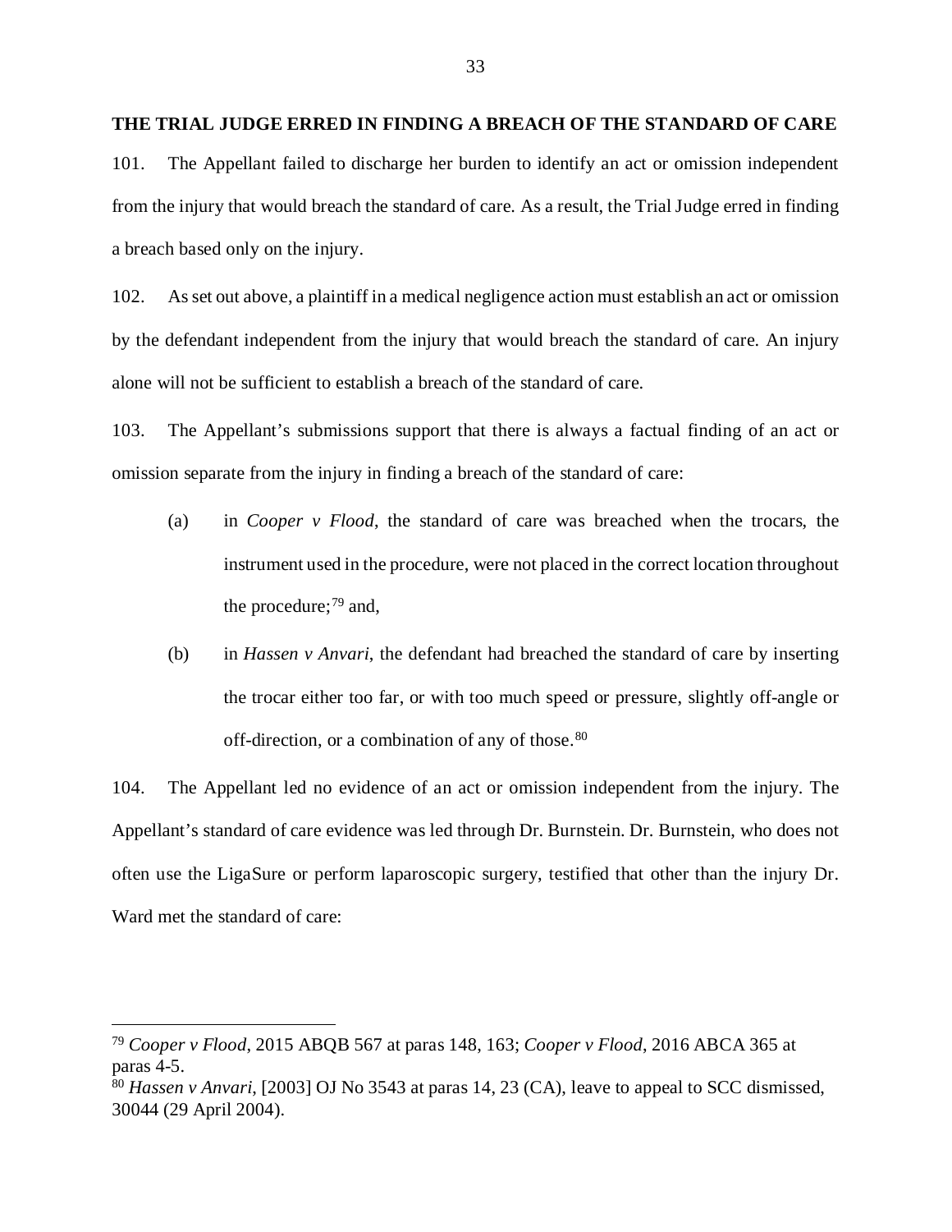**THE TRIAL JUDGE ERRED IN FINDING A BREACH OF THE STANDARD OF CARE**

101. The Appellant failed to discharge her burden to identify an act or omission independent from the injury that would breach the standard of care. As a result, the Trial Judge erred in finding a breach based only on the injury.

102. As set out above, a plaintiff in a medical negligence action must establish an act or omission by the defendant independent from the injury that would breach the standard of care. An injury alone will not be sufficient to establish a breach of the standard of care.

103. The Appellant's submissions support that there is always a factual finding of an act or omission separate from the injury in finding a breach of the standard of care:

(a) in *Cooper v Flood*, the standard of care was breached when the trocars, the instrument used in the procedure, were not placed in the correct location throughout the procedure;[79] and,

(b) in *Hassen v Anvari*, the defendant had breached the standard of care by inserting the trocar either too far, or with too much speed or pressure, slightly off-angle or off-direction, or a combination of any of those.[80]

104. The Appellant led no evidence of an act or omission independent from the injury. The Appellant's standard of care evidence was led through Dr. Burnstein. Dr. Burnstein, who does not often use the LigaSure or perform laparoscopic surgery, testified that other than the injury Dr. Ward met the standard of care:

---

[79] *Cooper v Flood*, 2015 ABQB 567 at paras 148, 163; *Cooper v Flood*, 2016 ABCA 365 at paras 4-5.

[80] *Hassen v Anvari*, [2003] OJ No 3543 at paras 14, 23 (CA), leave to appeal to SCC dismissed, 30044 (29 April 2004).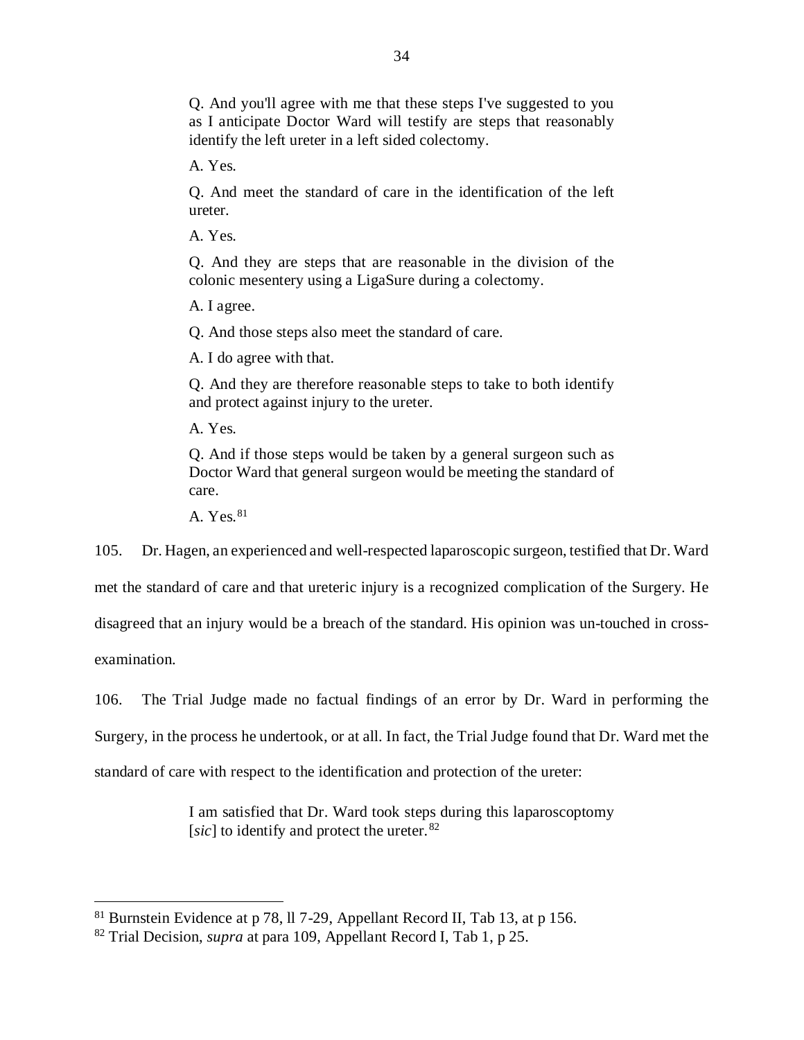> Q. And you'll agree with me that these steps I've suggested to you as I anticipate Doctor Ward will testify are steps that reasonably identify the left ureter in a left sided colectomy.
>
> A. Yes.
>
> Q. And meet the standard of care in the identification of the left ureter.
>
> A. Yes.
>
> Q. And they are steps that are reasonable in the division of the colonic mesentery using a LigaSure during a colectomy.
>
> A. I agree.
>
> Q. And those steps also meet the standard of care.
>
> A. I do agree with that.
>
> Q. And they are therefore reasonable steps to take to both identify and protect against injury to the ureter.
>
> A. Yes.
>
> Q. And if those steps would be taken by a general surgeon such as Doctor Ward that general surgeon would be meeting the standard of care.
>
> A. Yes.[81]

105. Dr. Hagen, an experienced and well-respected laparoscopic surgeon, testified that Dr. Ward met the standard of care and that ureteric injury is a recognized complication of the Surgery. He disagreed that an injury would be a breach of the standard. His opinion was un-touched in cross-examination.

106. The Trial Judge made no factual findings of an error by Dr. Ward in performing the Surgery, in the process he undertook, or at all. In fact, the Trial Judge found that Dr. Ward met the standard of care with respect to the identification and protection of the ureter:

> I am satisfied that Dr. Ward took steps during this laparoscoptomy [*sic*] to identify and protect the ureter.[82]

---

[81] Burnstein Evidence at p 78, ll 7-29, Appellant Record II, Tab 13, at p 156.

[82] Trial Decision, *supra* at para 109, Appellant Record I, Tab 1, p 25.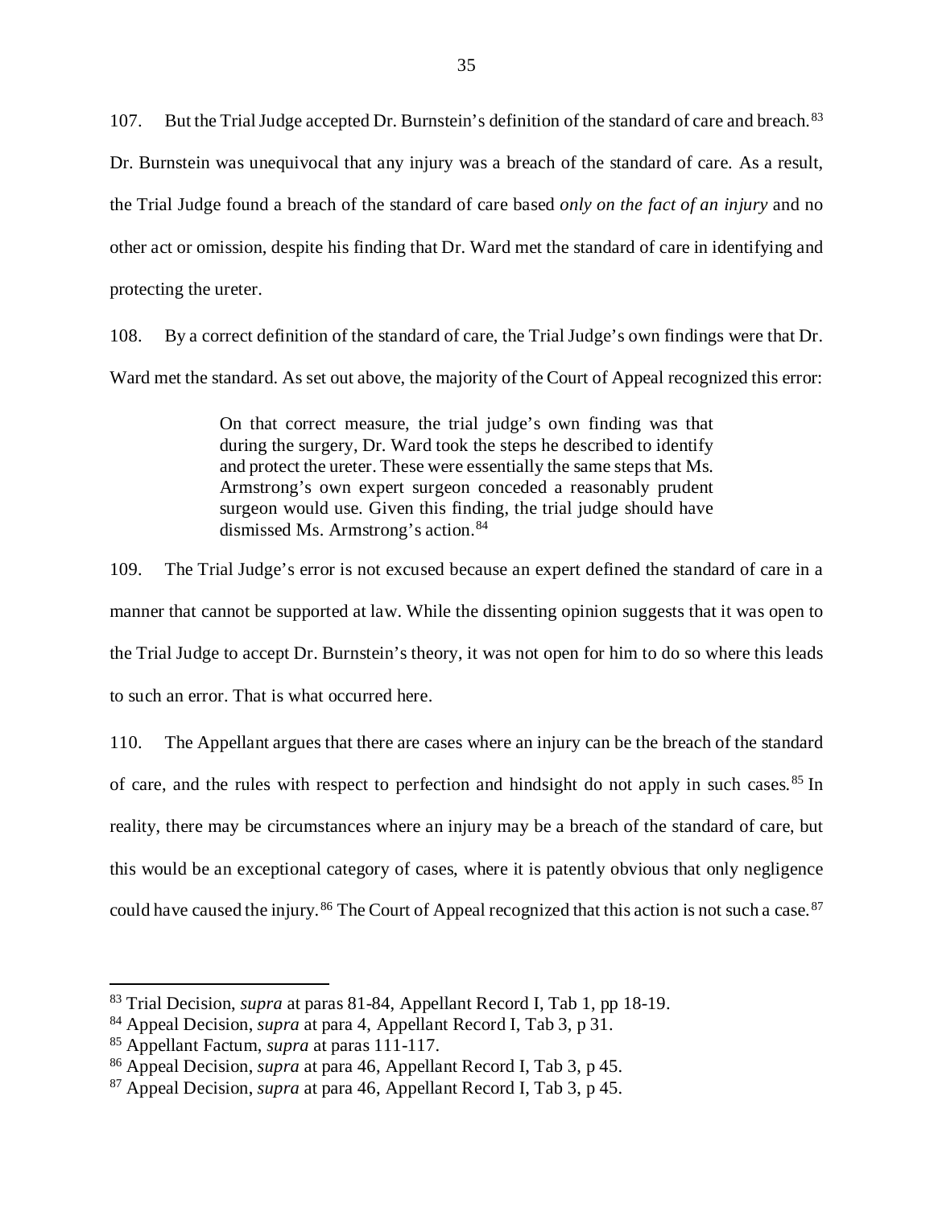107. But the Trial Judge accepted Dr. Burnstein's definition of the standard of care and breach.[83] Dr. Burnstein was unequivocal that any injury was a breach of the standard of care. As a result, the Trial Judge found a breach of the standard of care based *only on the fact of an injury* and no other act or omission, despite his finding that Dr. Ward met the standard of care in identifying and protecting the ureter.

108. By a correct definition of the standard of care, the Trial Judge's own findings were that Dr. Ward met the standard. As set out above, the majority of the Court of Appeal recognized this error:

> On that correct measure, the trial judge's own finding was that during the surgery, Dr. Ward took the steps he described to identify and protect the ureter. These were essentially the same steps that Ms. Armstrong's own expert surgeon conceded a reasonably prudent surgeon would use. Given this finding, the trial judge should have dismissed Ms. Armstrong's action.[84]

109. The Trial Judge's error is not excused because an expert defined the standard of care in a manner that cannot be supported at law. While the dissenting opinion suggests that it was open to the Trial Judge to accept Dr. Burnstein's theory, it was not open for him to do so where this leads to such an error. That is what occurred here.

110. The Appellant argues that there are cases where an injury can be the breach of the standard of care, and the rules with respect to perfection and hindsight do not apply in such cases.[85] In reality, there may be circumstances where an injury may be a breach of the standard of care, but this would be an exceptional category of cases, where it is patently obvious that only negligence could have caused the injury.[86] The Court of Appeal recognized that this action is not such a case.[87]

---

[83] Trial Decision, *supra* at paras 81-84, Appellant Record I, Tab 1, pp 18-19.

[84] Appeal Decision, *supra* at para 4, Appellant Record I, Tab 3, p 31.

[85] Appellant Factum, *supra* at paras 111-117.

[86] Appeal Decision, *supra* at para 46, Appellant Record I, Tab 3, p 45.

[87] Appeal Decision, *supra* at para 46, Appellant Record I, Tab 3, p 45.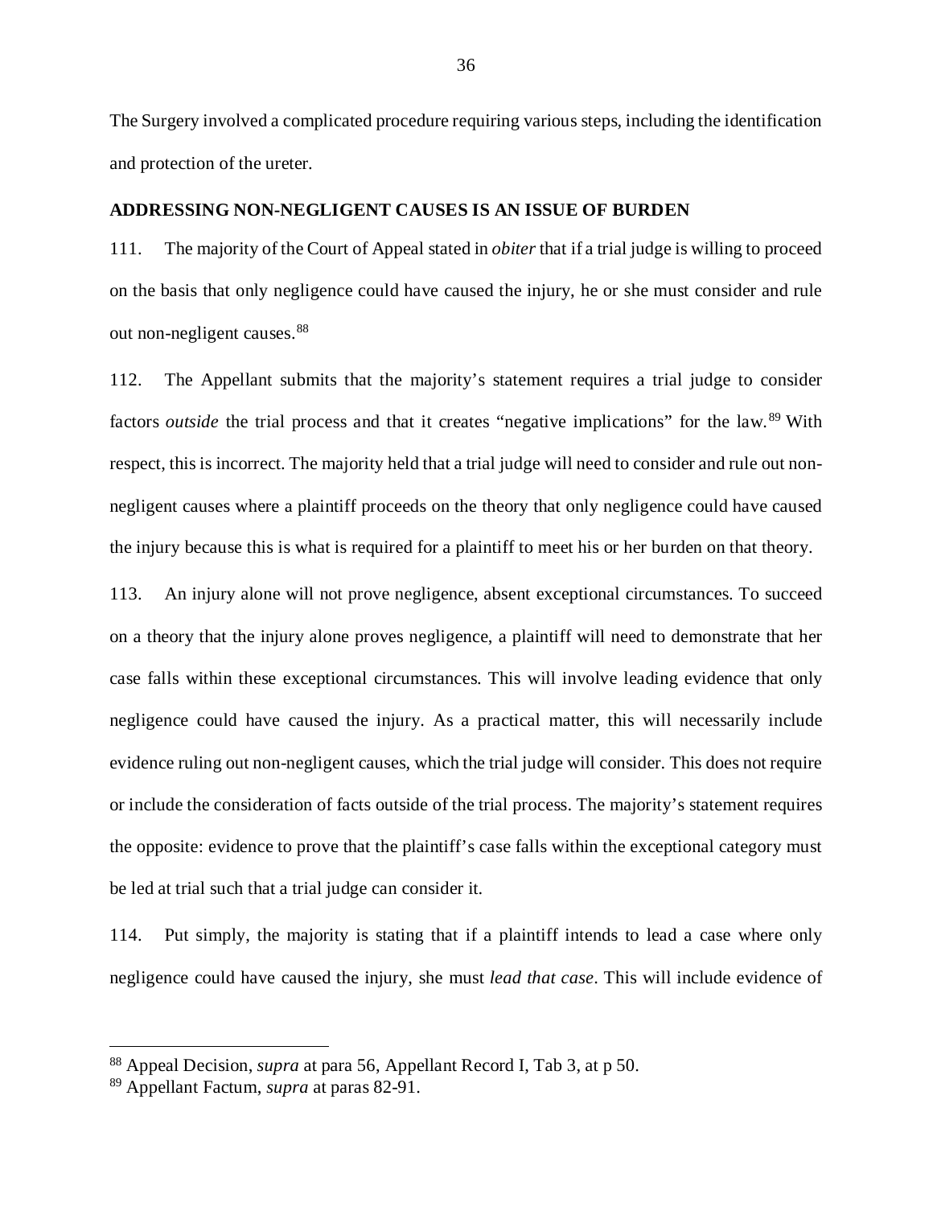The Surgery involved a complicated procedure requiring various steps, including the identification and protection of the ureter.

**ADDRESSING NON-NEGLIGENT CAUSES IS AN ISSUE OF BURDEN**

111. The majority of the Court of Appeal stated in *obiter* that if a trial judge is willing to proceed on the basis that only negligence could have caused the injury, he or she must consider and rule out non-negligent causes.[88]

112. The Appellant submits that the majority's statement requires a trial judge to consider factors *outside* the trial process and that it creates "negative implications" for the law.[89] With respect, this is incorrect. The majority held that a trial judge will need to consider and rule out non-negligent causes where a plaintiff proceeds on the theory that only negligence could have caused the injury because this is what is required for a plaintiff to meet his or her burden on that theory.

113. An injury alone will not prove negligence, absent exceptional circumstances. To succeed on a theory that the injury alone proves negligence, a plaintiff will need to demonstrate that her case falls within these exceptional circumstances. This will involve leading evidence that only negligence could have caused the injury. As a practical matter, this will necessarily include evidence ruling out non-negligent causes, which the trial judge will consider. This does not require or include the consideration of facts outside of the trial process. The majority's statement requires the opposite: evidence to prove that the plaintiff's case falls within the exceptional category must be led at trial such that a trial judge can consider it.

114. Put simply, the majority is stating that if a plaintiff intends to lead a case where only negligence could have caused the injury, she must *lead that case*. This will include evidence of

---

[88] Appeal Decision, *supra* at para 56, Appellant Record I, Tab 3, at p 50.

[89] Appellant Factum, *supra* at paras 82-91.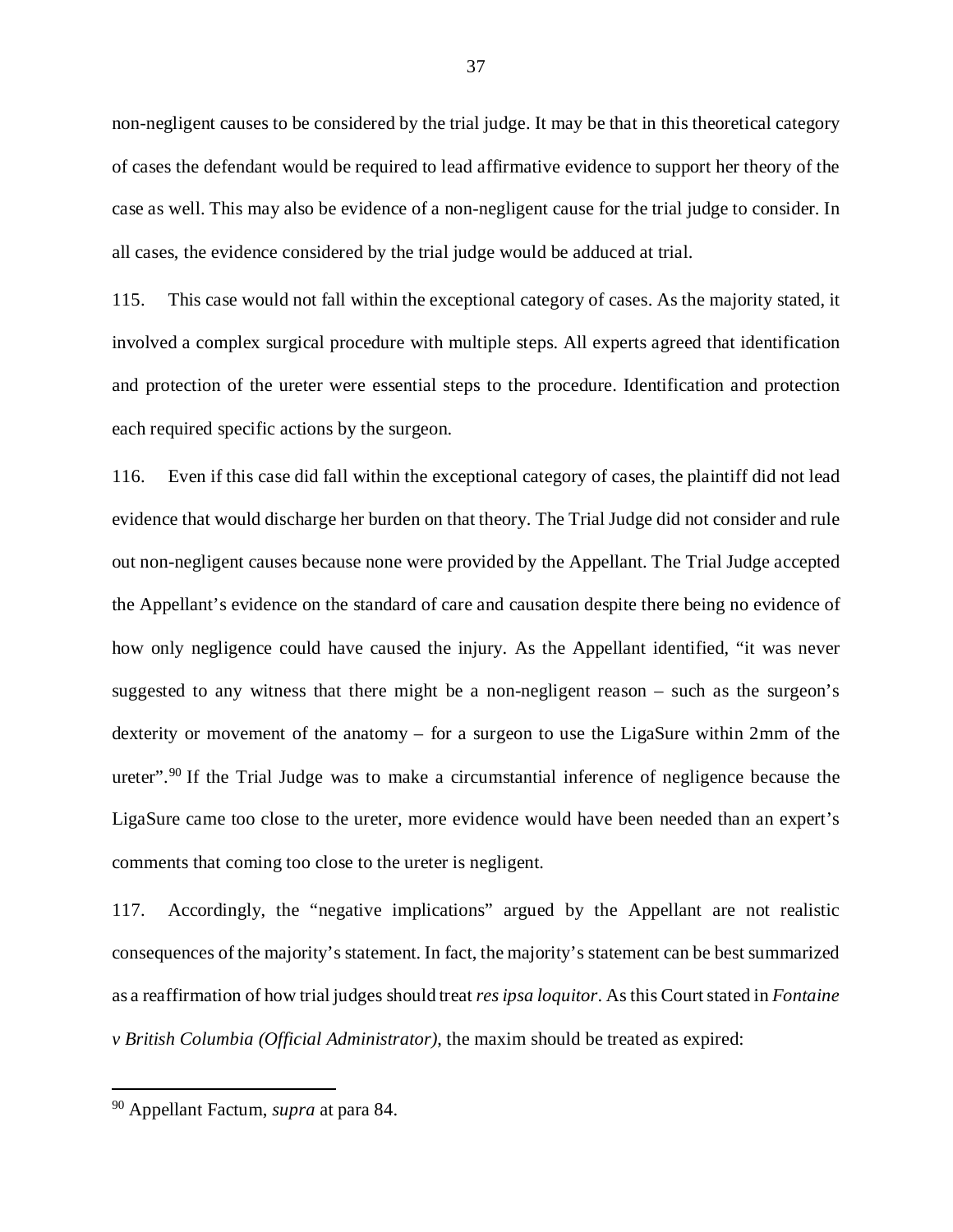non-negligent causes to be considered by the trial judge. It may be that in this theoretical category of cases the defendant would be required to lead affirmative evidence to support her theory of the case as well. This may also be evidence of a non-negligent cause for the trial judge to consider. In all cases, the evidence considered by the trial judge would be adduced at trial.

115. This case would not fall within the exceptional category of cases. As the majority stated, it involved a complex surgical procedure with multiple steps. All experts agreed that identification and protection of the ureter were essential steps to the procedure. Identification and protection each required specific actions by the surgeon.

116. Even if this case did fall within the exceptional category of cases, the plaintiff did not lead evidence that would discharge her burden on that theory. The Trial Judge did not consider and rule out non-negligent causes because none were provided by the Appellant. The Trial Judge accepted the Appellant's evidence on the standard of care and causation despite there being no evidence of how only negligence could have caused the injury. As the Appellant identified, "it was never suggested to any witness that there might be a non-negligent reason – such as the surgeon's dexterity or movement of the anatomy – for a surgeon to use the LigaSure within 2mm of the ureter".[90] If the Trial Judge was to make a circumstantial inference of negligence because the LigaSure came too close to the ureter, more evidence would have been needed than an expert's comments that coming too close to the ureter is negligent.

117. Accordingly, the "negative implications" argued by the Appellant are not realistic consequences of the majority's statement. In fact, the majority's statement can be best summarized as a reaffirmation of how trial judges should treat *res ipsa loquitor*. As this Court stated in *Fontaine v British Columbia (Official Administrator)*, the maxim should be treated as expired:

---

[90] Appellant Factum, *supra* at para 84.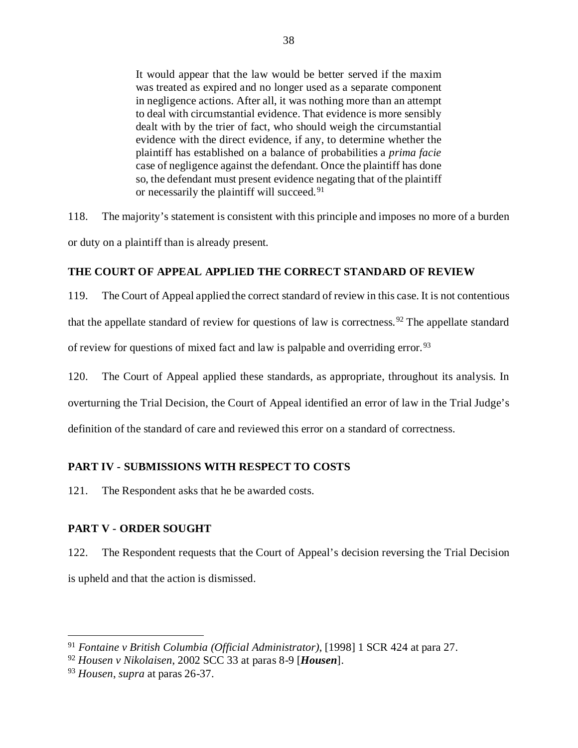> It would appear that the law would be better served if the maxim was treated as expired and no longer used as a separate component in negligence actions. After all, it was nothing more than an attempt to deal with circumstantial evidence. That evidence is more sensibly dealt with by the trier of fact, who should weigh the circumstantial evidence with the direct evidence, if any, to determine whether the plaintiff has established on a balance of probabilities a *prima facie* case of negligence against the defendant. Once the plaintiff has done so, the defendant must present evidence negating that of the plaintiff or necessarily the plaintiff will succeed.[91]

118. The majority's statement is consistent with this principle and imposes no more of a burden or duty on a plaintiff than is already present.

## THE COURT OF APPEAL APPLIED THE CORRECT STANDARD OF REVIEW

119. The Court of Appeal applied the correct standard of review in this case. It is not contentious that the appellate standard of review for questions of law is correctness.[92] The appellate standard of review for questions of mixed fact and law is palpable and overriding error.[93]

120. The Court of Appeal applied these standards, as appropriate, throughout its analysis. In overturning the Trial Decision, the Court of Appeal identified an error of law in the Trial Judge's definition of the standard of care and reviewed this error on a standard of correctness.

## PART IV - SUBMISSIONS WITH RESPECT TO COSTS

121. The Respondent asks that he be awarded costs.

## PART V - ORDER SOUGHT

122. The Respondent requests that the Court of Appeal's decision reversing the Trial Decision is upheld and that the action is dismissed.

---

[91] *Fontaine v British Columbia (Official Administrator)*, [1998] 1 SCR 424 at para 27.

[92] *Housen v Nikolaisen*, 2002 SCC 33 at paras 8-9 [***Housen***].

[93] *Housen*, *supra* at paras 26-37.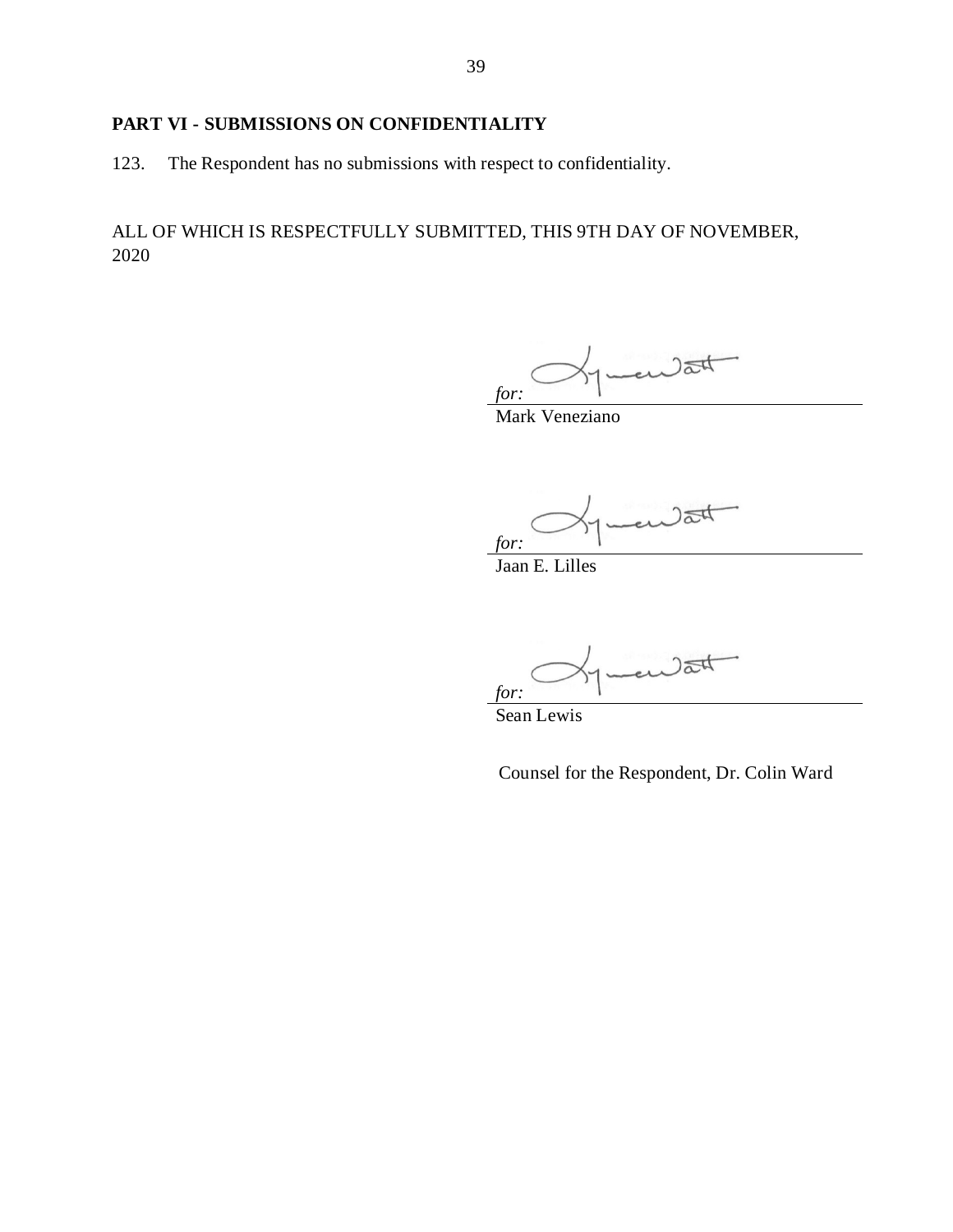**PART VI - SUBMISSIONS ON CONFIDENTIALITY**

123. The Respondent has no submissions with respect to confidentiality.

ALL OF WHICH IS RESPECTFULLY SUBMITTED, THIS 9TH DAY OF NOVEMBER, 2020

*for:*
Mark Veneziano

*for:*
Jaan E. Lilles

*for:*
Sean Lewis

Counsel for the Respondent, Dr. Colin Ward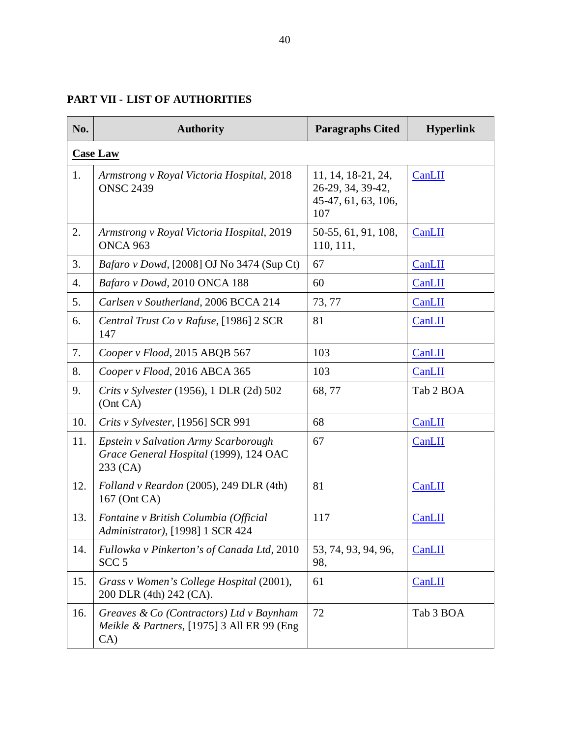**PART VII - LIST OF AUTHORITIES**

| No. | Authority | Paragraphs Cited | Hyperlink |
|---|---|---|---|
| **Case Law** | | | |
| 1. | *Armstrong v Royal Victoria Hospital*, 2018 ONSC 2439 | 11, 14, 18-21, 24, 26-29, 34, 39-42, 45-47, 61, 63, 106, 107 | CanLII |
| 2. | *Armstrong v Royal Victoria Hospital*, 2019 ONCA 963 | 50-55, 61, 91, 108, 110, 111, | CanLII |
| 3. | *Bafaro v Dowd*, [2008] OJ No 3474 (Sup Ct) | 67 | CanLII |
| 4. | *Bafaro v Dowd*, 2010 ONCA 188 | 60 | CanLII |
| 5. | *Carlsen v Southerland*, 2006 BCCA 214 | 73, 77 | CanLII |
| 6. | *Central Trust Co v Rafuse*, [1986] 2 SCR 147 | 81 | CanLII |
| 7. | *Cooper v Flood*, 2015 ABQB 567 | 103 | CanLII |
| 8. | *Cooper v Flood*, 2016 ABCA 365 | 103 | CanLII |
| 9. | *Crits v Sylvester* (1956), 1 DLR (2d) 502 (Ont CA) | 68, 77 | Tab 2 BOA |
| 10. | *Crits v Sylvester*, [1956] SCR 991 | 68 | CanLII |
| 11. | *Epstein v Salvation Army Scarborough Grace General Hospital* (1999), 124 OAC 233 (CA) | 67 | CanLII |
| 12. | *Folland v Reardon* (2005), 249 DLR (4th) 167 (Ont CA) | 81 | CanLII |
| 13. | *Fontaine v British Columbia (Official Administrator)*, [1998] 1 SCR 424 | 117 | CanLII |
| 14. | *Fullowka v Pinkerton's of Canada Ltd*, 2010 SCC 5 | 53, 74, 93, 94, 96, 98, | CanLII |
| 15. | *Grass v Women's College Hospital* (2001), 200 DLR (4th) 242 (CA). | 61 | CanLII |
| 16. | *Greaves & Co (Contractors) Ltd v Baynham Meikle & Partners*, [1975] 3 All ER 99 (Eng CA) | 72 | Tab 3 BOA |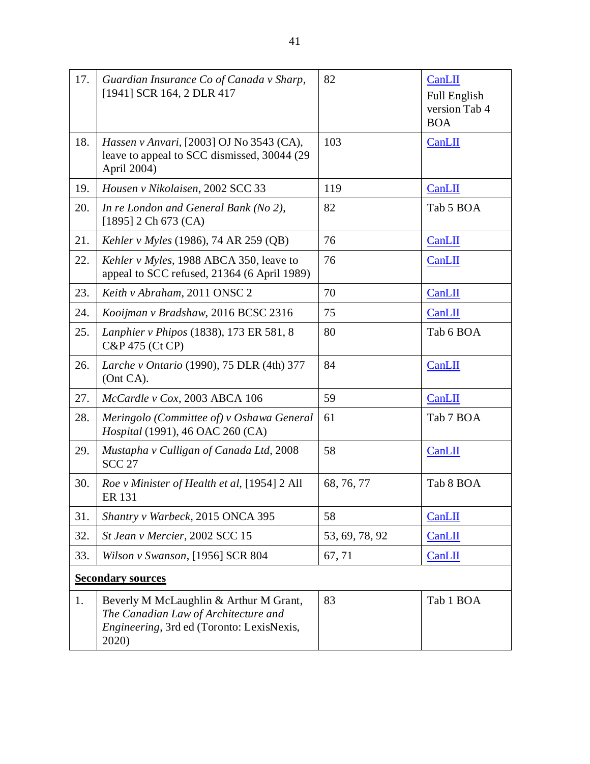| | | | |
|---|---|---|---|
| 17. | *Guardian Insurance Co of Canada v Sharp*, [1941] SCR 164, 2 DLR 417 | 82 | CanLII Full English version Tab 4 BOA |
| 18. | *Hassen v Anvari*, [2003] OJ No 3543 (CA), leave to appeal to SCC dismissed, 30044 (29 April 2004) | 103 | CanLII |
| 19. | *Housen v Nikolaisen*, 2002 SCC 33 | 119 | CanLII |
| 20. | *In re London and General Bank (No 2)*, [1895] 2 Ch 673 (CA) | 82 | Tab 5 BOA |
| 21. | *Kehler v Myles* (1986), 74 AR 259 (QB) | 76 | CanLII |
| 22. | *Kehler v Myles*, 1988 ABCA 350, leave to appeal to SCC refused, 21364 (6 April 1989) | 76 | CanLII |
| 23. | *Keith v Abraham*, 2011 ONSC 2 | 70 | CanLII |
| 24. | *Kooijman v Bradshaw*, 2016 BCSC 2316 | 75 | CanLII |
| 25. | *Lanphier v Phipos* (1838), 173 ER 581, 8 C&P 475 (Ct CP) | 80 | Tab 6 BOA |
| 26. | *Larche v Ontario* (1990), 75 DLR (4th) 377 (Ont CA). | 84 | CanLII |
| 27. | *McCardle v Cox*, 2003 ABCA 106 | 59 | CanLII |
| 28. | *Meringolo (Committee of) v Oshawa General Hospital* (1991), 46 OAC 260 (CA) | 61 | Tab 7 BOA |
| 29. | *Mustapha v Culligan of Canada Ltd*, 2008 SCC 27 | 58 | CanLII |
| 30. | *Roe v Minister of Health et al*, [1954] 2 All ER 131 | 68, 76, 77 | Tab 8 BOA |
| 31. | *Shantry v Warbeck*, 2015 ONCA 395 | 58 | CanLII |
| 32. | *St Jean v Mercier*, 2002 SCC 15 | 53, 69, 78, 92 | CanLII |
| 33. | *Wilson v Swanson*, [1956] SCR 804 | 67, 71 | CanLII |
| **Secondary sources** | | | |
| 1. | Beverly M McLaughlin & Arthur M Grant, *The Canadian Law of Architecture and Engineering*, 3rd ed (Toronto: LexisNexis, 2020) | 83 | Tab 1 BOA |